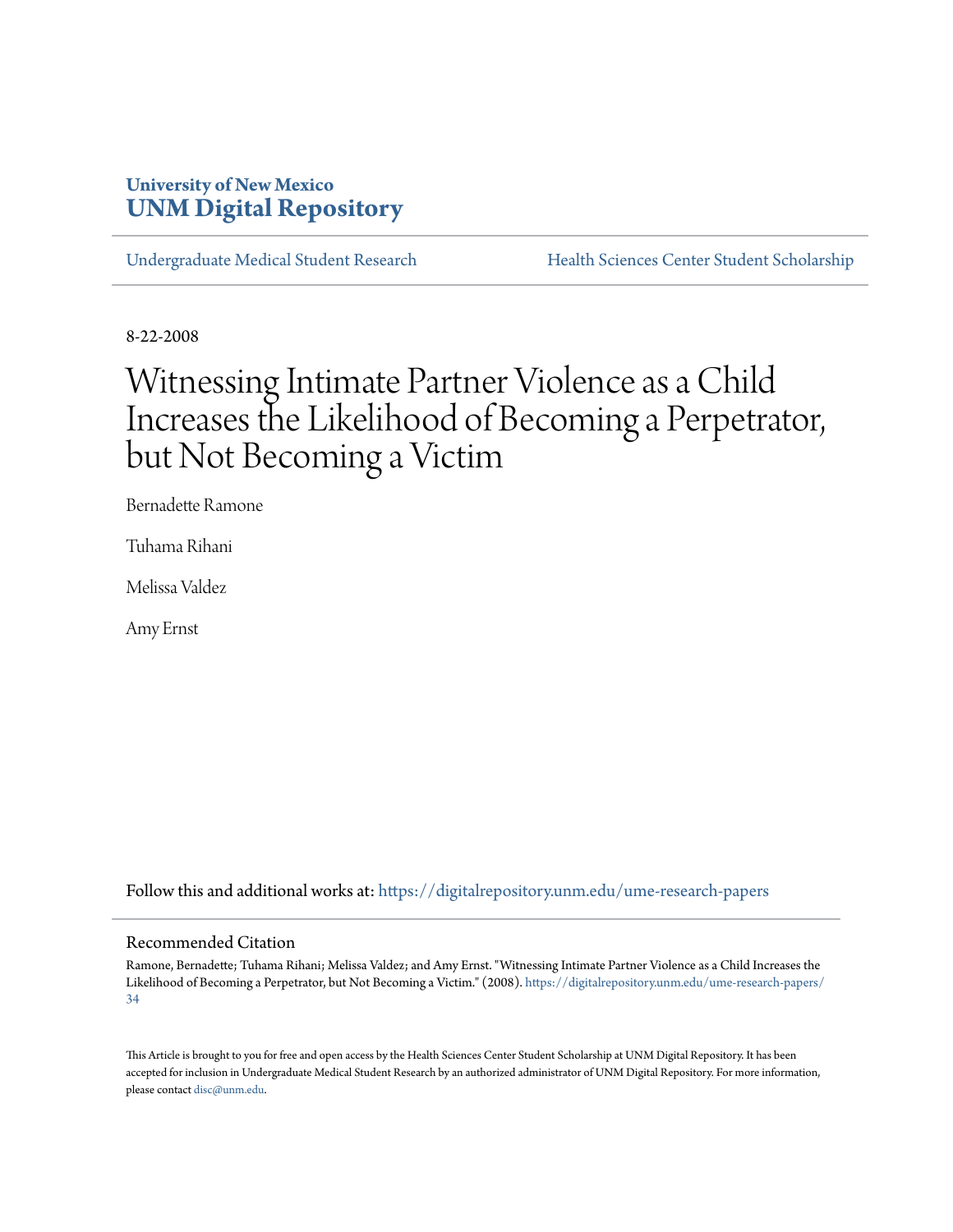**University of New Mexico**
**UNM Digital Repository**

Undergraduate Medical Student Research | Health Sciences Center Student Scholarship

8-22-2008

# Witnessing Intimate Partner Violence as a Child Increases the Likelihood of Becoming a Perpetrator, but Not Becoming a Victim

Bernadette Ramone

Tuhama Rihani

Melissa Valdez

Amy Ernst

Follow this and additional works at: https://digitalrepository.unm.edu/ume-research-papers

## Recommended Citation

Ramone, Bernadette; Tuhama Rihani; Melissa Valdez; and Amy Ernst. "Witnessing Intimate Partner Violence as a Child Increases the Likelihood of Becoming a Perpetrator, but Not Becoming a Victim." (2008). https://digitalrepository.unm.edu/ume-research-papers/34

This Article is brought to you for free and open access by the Health Sciences Center Student Scholarship at UNM Digital Repository. It has been accepted for inclusion in Undergraduate Medical Student Research by an authorized administrator of UNM Digital Repository. For more information, please contact disc@unm.edu.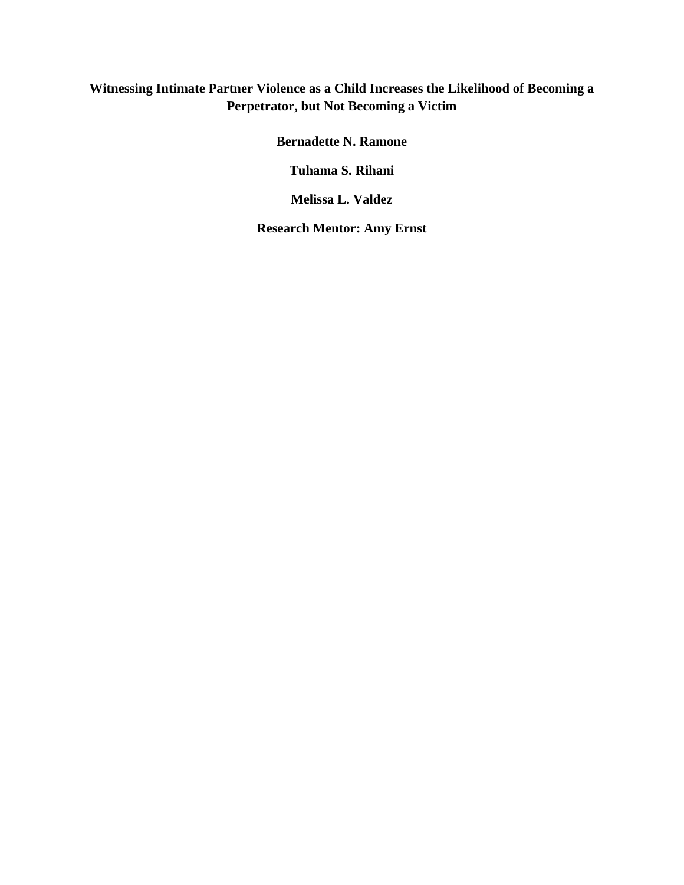# Witnessing Intimate Partner Violence as a Child Increases the Likelihood of Becoming a Perpetrator, but Not Becoming a Victim

**Bernadette N. Ramone**

**Tuhama S. Rihani**

**Melissa L. Valdez**

**Research Mentor: Amy Ernst**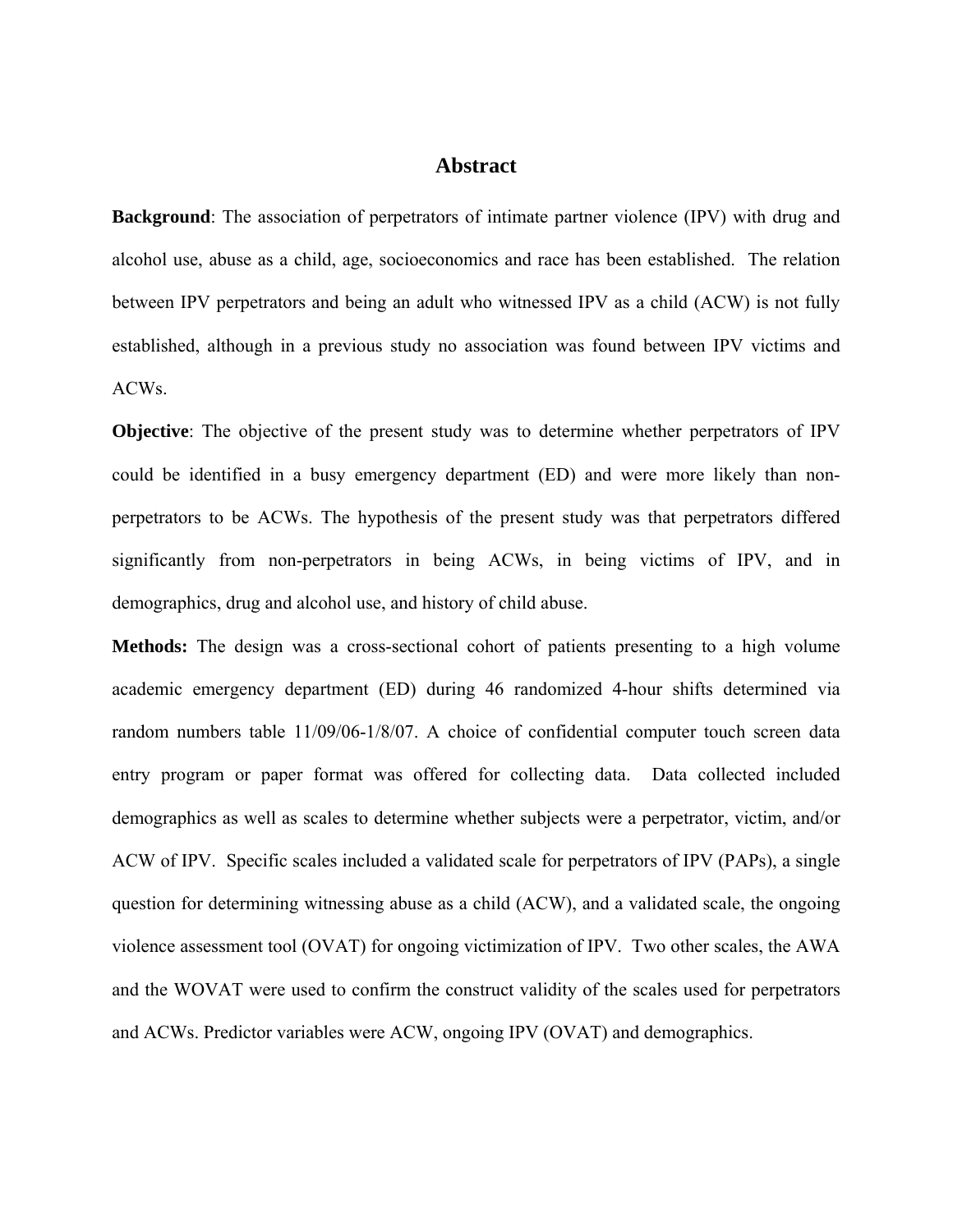# Abstract

**Background**: The association of perpetrators of intimate partner violence (IPV) with drug and alcohol use, abuse as a child, age, socioeconomics and race has been established. The relation between IPV perpetrators and being an adult who witnessed IPV as a child (ACW) is not fully established, although in a previous study no association was found between IPV victims and ACWs.

**Objective**: The objective of the present study was to determine whether perpetrators of IPV could be identified in a busy emergency department (ED) and were more likely than non-perpetrators to be ACWs. The hypothesis of the present study was that perpetrators differed significantly from non-perpetrators in being ACWs, in being victims of IPV, and in demographics, drug and alcohol use, and history of child abuse.

**Methods:** The design was a cross-sectional cohort of patients presenting to a high volume academic emergency department (ED) during 46 randomized 4-hour shifts determined via random numbers table 11/09/06-1/8/07. A choice of confidential computer touch screen data entry program or paper format was offered for collecting data. Data collected included demographics as well as scales to determine whether subjects were a perpetrator, victim, and/or ACW of IPV. Specific scales included a validated scale for perpetrators of IPV (PAPs), a single question for determining witnessing abuse as a child (ACW), and a validated scale, the ongoing violence assessment tool (OVAT) for ongoing victimization of IPV. Two other scales, the AWA and the WOVAT were used to confirm the construct validity of the scales used for perpetrators and ACWs. Predictor variables were ACW, ongoing IPV (OVAT) and demographics.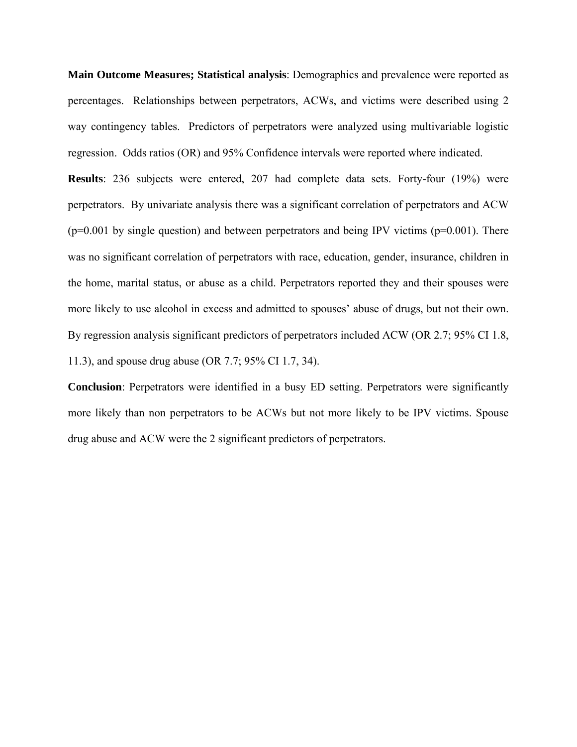**Main Outcome Measures; Statistical analysis**: Demographics and prevalence were reported as percentages. Relationships between perpetrators, ACWs, and victims were described using 2 way contingency tables. Predictors of perpetrators were analyzed using multivariable logistic regression. Odds ratios (OR) and 95% Confidence intervals were reported where indicated.

**Results**: 236 subjects were entered, 207 had complete data sets. Forty-four (19%) were perpetrators. By univariate analysis there was a significant correlation of perpetrators and ACW ($p=0.001$ by single question) and between perpetrators and being IPV victims ($p=0.001$). There was no significant correlation of perpetrators with race, education, gender, insurance, children in the home, marital status, or abuse as a child. Perpetrators reported they and their spouses were more likely to use alcohol in excess and admitted to spouses' abuse of drugs, but not their own. By regression analysis significant predictors of perpetrators included ACW (OR 2.7; 95% CI 1.8, 11.3), and spouse drug abuse (OR 7.7; 95% CI 1.7, 34).

**Conclusion**: Perpetrators were identified in a busy ED setting. Perpetrators were significantly more likely than non perpetrators to be ACWs but not more likely to be IPV victims. Spouse drug abuse and ACW were the 2 significant predictors of perpetrators.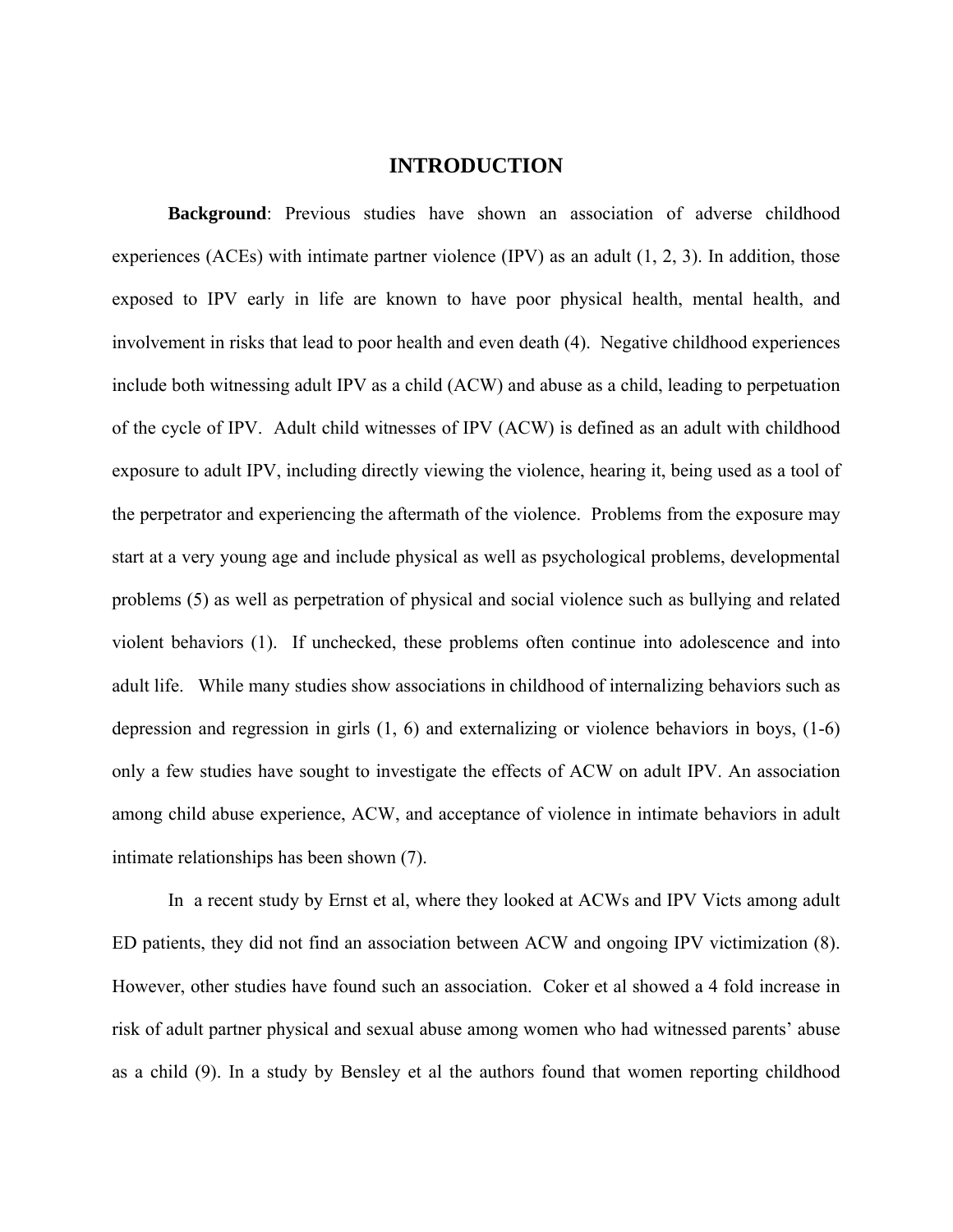# INTRODUCTION

**Background**: Previous studies have shown an association of adverse childhood experiences (ACEs) with intimate partner violence (IPV) as an adult (1, 2, 3). In addition, those exposed to IPV early in life are known to have poor physical health, mental health, and involvement in risks that lead to poor health and even death (4). Negative childhood experiences include both witnessing adult IPV as a child (ACW) and abuse as a child, leading to perpetuation of the cycle of IPV. Adult child witnesses of IPV (ACW) is defined as an adult with childhood exposure to adult IPV, including directly viewing the violence, hearing it, being used as a tool of the perpetrator and experiencing the aftermath of the violence. Problems from the exposure may start at a very young age and include physical as well as psychological problems, developmental problems (5) as well as perpetration of physical and social violence such as bullying and related violent behaviors (1). If unchecked, these problems often continue into adolescence and into adult life. While many studies show associations in childhood of internalizing behaviors such as depression and regression in girls (1, 6) and externalizing or violence behaviors in boys, (1-6) only a few studies have sought to investigate the effects of ACW on adult IPV. An association among child abuse experience, ACW, and acceptance of violence in intimate behaviors in adult intimate relationships has been shown (7).

In a recent study by Ernst et al, where they looked at ACWs and IPV Victs among adult ED patients, they did not find an association between ACW and ongoing IPV victimization (8). However, other studies have found such an association. Coker et al showed a 4 fold increase in risk of adult partner physical and sexual abuse among women who had witnessed parents' abuse as a child (9). In a study by Bensley et al the authors found that women reporting childhood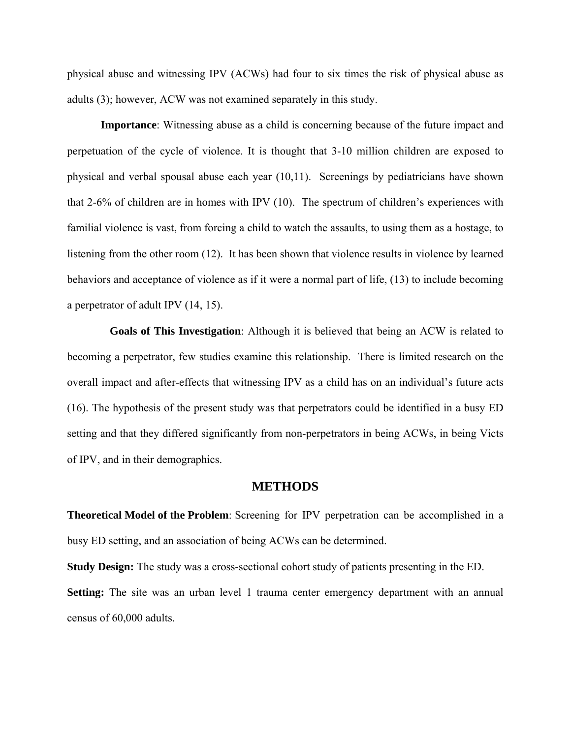physical abuse and witnessing IPV (ACWs) had four to six times the risk of physical abuse as adults (3); however, ACW was not examined separately in this study.

**Importance**: Witnessing abuse as a child is concerning because of the future impact and perpetuation of the cycle of violence. It is thought that 3-10 million children are exposed to physical and verbal spousal abuse each year (10,11). Screenings by pediatricians have shown that 2-6% of children are in homes with IPV (10). The spectrum of children's experiences with familial violence is vast, from forcing a child to watch the assaults, to using them as a hostage, to listening from the other room (12). It has been shown that violence results in violence by learned behaviors and acceptance of violence as if it were a normal part of life, (13) to include becoming a perpetrator of adult IPV (14, 15).

**Goals of This Investigation**: Although it is believed that being an ACW is related to becoming a perpetrator, few studies examine this relationship. There is limited research on the overall impact and after-effects that witnessing IPV as a child has on an individual's future acts (16). The hypothesis of the present study was that perpetrators could be identified in a busy ED setting and that they differed significantly from non-perpetrators in being ACWs, in being Victs of IPV, and in their demographics.

## METHODS

**Theoretical Model of the Problem**: Screening for IPV perpetration can be accomplished in a busy ED setting, and an association of being ACWs can be determined.

**Study Design:** The study was a cross-sectional cohort study of patients presenting in the ED.

**Setting:** The site was an urban level 1 trauma center emergency department with an annual census of 60,000 adults.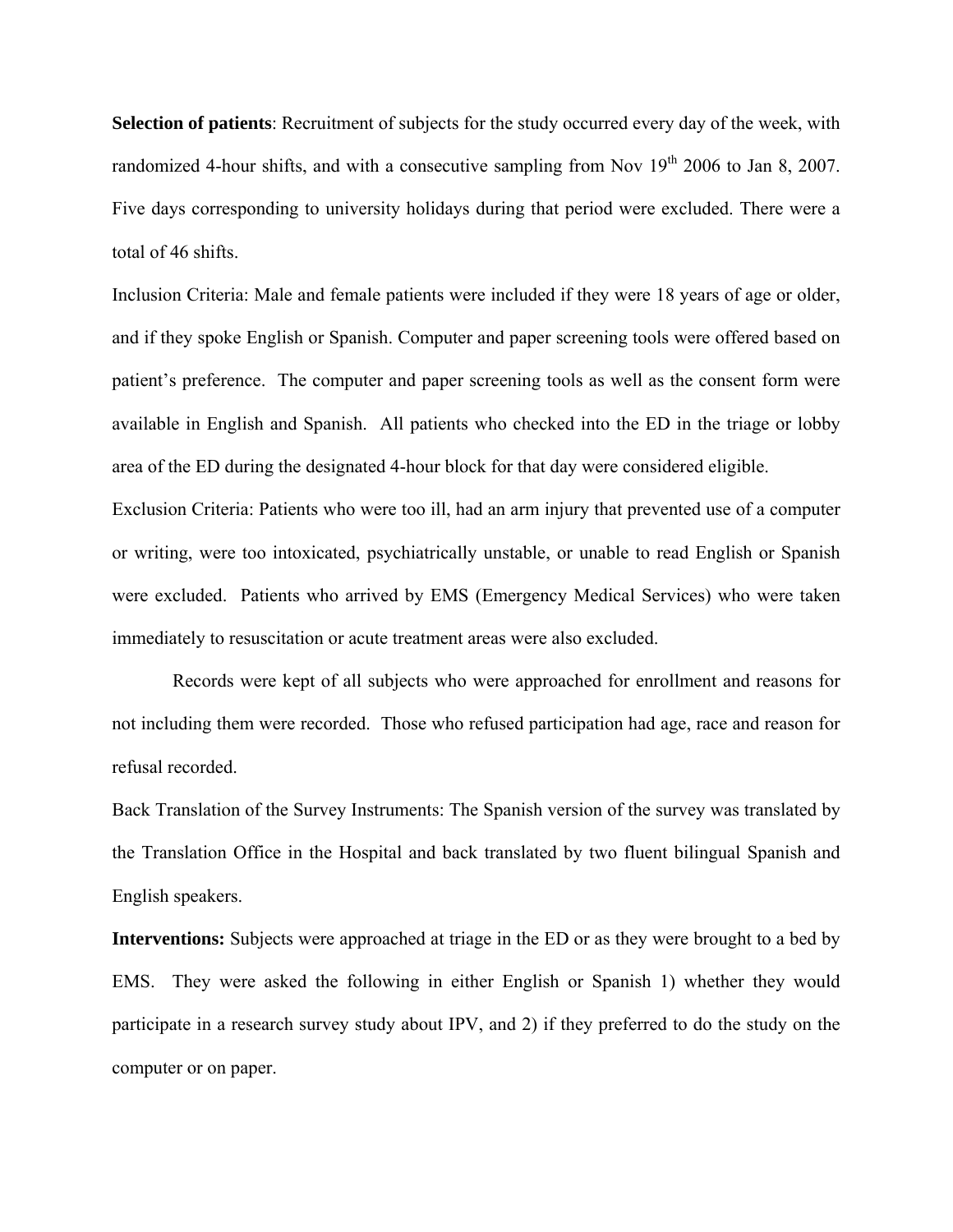**Selection of patients**: Recruitment of subjects for the study occurred every day of the week, with randomized 4-hour shifts, and with a consecutive sampling from Nov 19th 2006 to Jan 8, 2007. Five days corresponding to university holidays during that period were excluded. There were a total of 46 shifts.

Inclusion Criteria: Male and female patients were included if they were 18 years of age or older, and if they spoke English or Spanish. Computer and paper screening tools were offered based on patient's preference. The computer and paper screening tools as well as the consent form were available in English and Spanish. All patients who checked into the ED in the triage or lobby area of the ED during the designated 4-hour block for that day were considered eligible.

Exclusion Criteria: Patients who were too ill, had an arm injury that prevented use of a computer or writing, were too intoxicated, psychiatrically unstable, or unable to read English or Spanish were excluded. Patients who arrived by EMS (Emergency Medical Services) who were taken immediately to resuscitation or acute treatment areas were also excluded.

Records were kept of all subjects who were approached for enrollment and reasons for not including them were recorded. Those who refused participation had age, race and reason for refusal recorded.

Back Translation of the Survey Instruments: The Spanish version of the survey was translated by the Translation Office in the Hospital and back translated by two fluent bilingual Spanish and English speakers.

**Interventions:** Subjects were approached at triage in the ED or as they were brought to a bed by EMS. They were asked the following in either English or Spanish 1) whether they would participate in a research survey study about IPV, and 2) if they preferred to do the study on the computer or on paper.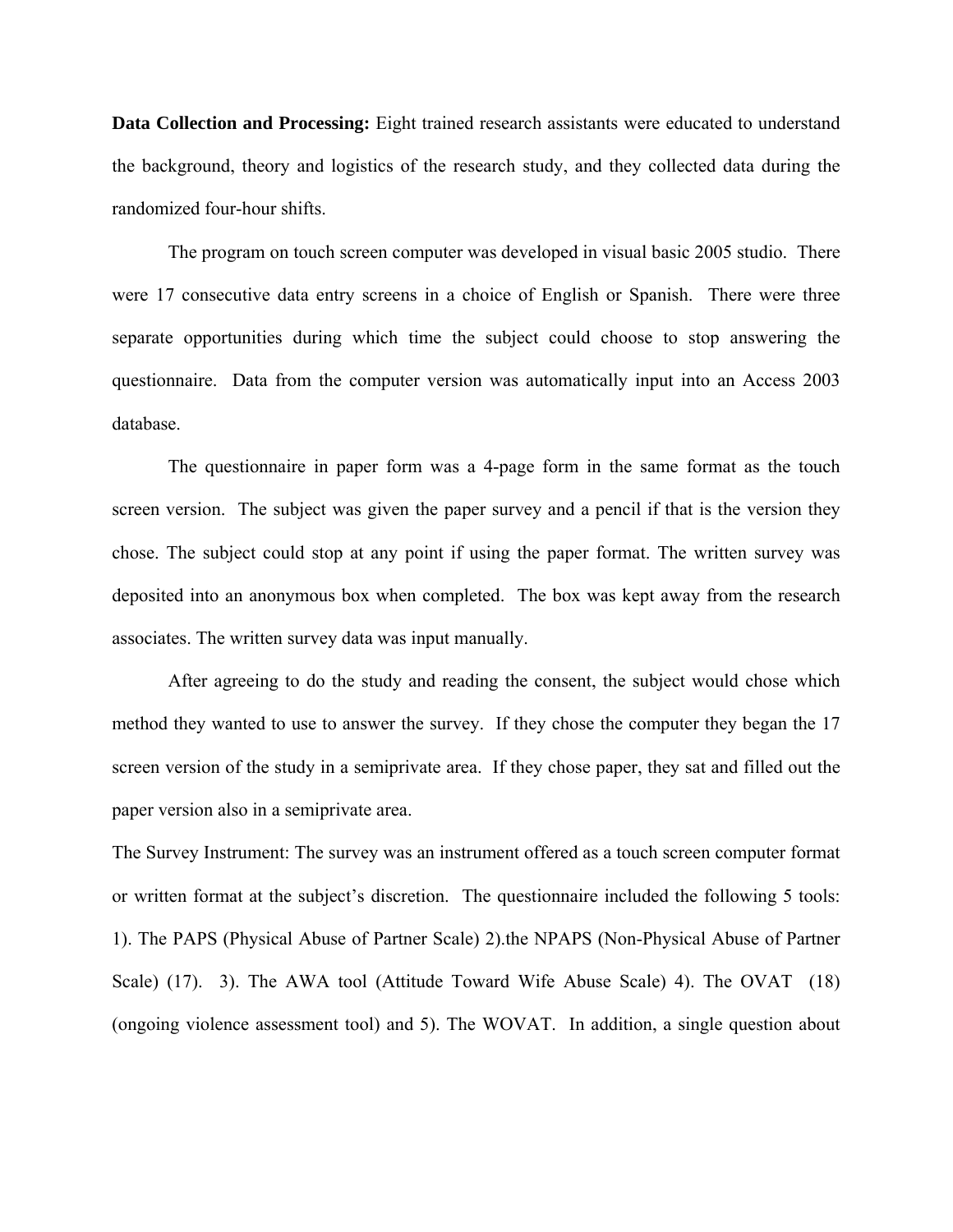**Data Collection and Processing:** Eight trained research assistants were educated to understand the background, theory and logistics of the research study, and they collected data during the randomized four-hour shifts.

The program on touch screen computer was developed in visual basic 2005 studio. There were 17 consecutive data entry screens in a choice of English or Spanish. There were three separate opportunities during which time the subject could choose to stop answering the questionnaire. Data from the computer version was automatically input into an Access 2003 database.

The questionnaire in paper form was a 4-page form in the same format as the touch screen version. The subject was given the paper survey and a pencil if that is the version they chose. The subject could stop at any point if using the paper format. The written survey was deposited into an anonymous box when completed. The box was kept away from the research associates. The written survey data was input manually.

After agreeing to do the study and reading the consent, the subject would chose which method they wanted to use to answer the survey. If they chose the computer they began the 17 screen version of the study in a semiprivate area. If they chose paper, they sat and filled out the paper version also in a semiprivate area.

The Survey Instrument: The survey was an instrument offered as a touch screen computer format or written format at the subject's discretion. The questionnaire included the following 5 tools: 1). The PAPS (Physical Abuse of Partner Scale) 2).the NPAPS (Non-Physical Abuse of Partner Scale) (17). 3). The AWA tool (Attitude Toward Wife Abuse Scale) 4). The OVAT (18) (ongoing violence assessment tool) and 5). The WOVAT. In addition, a single question about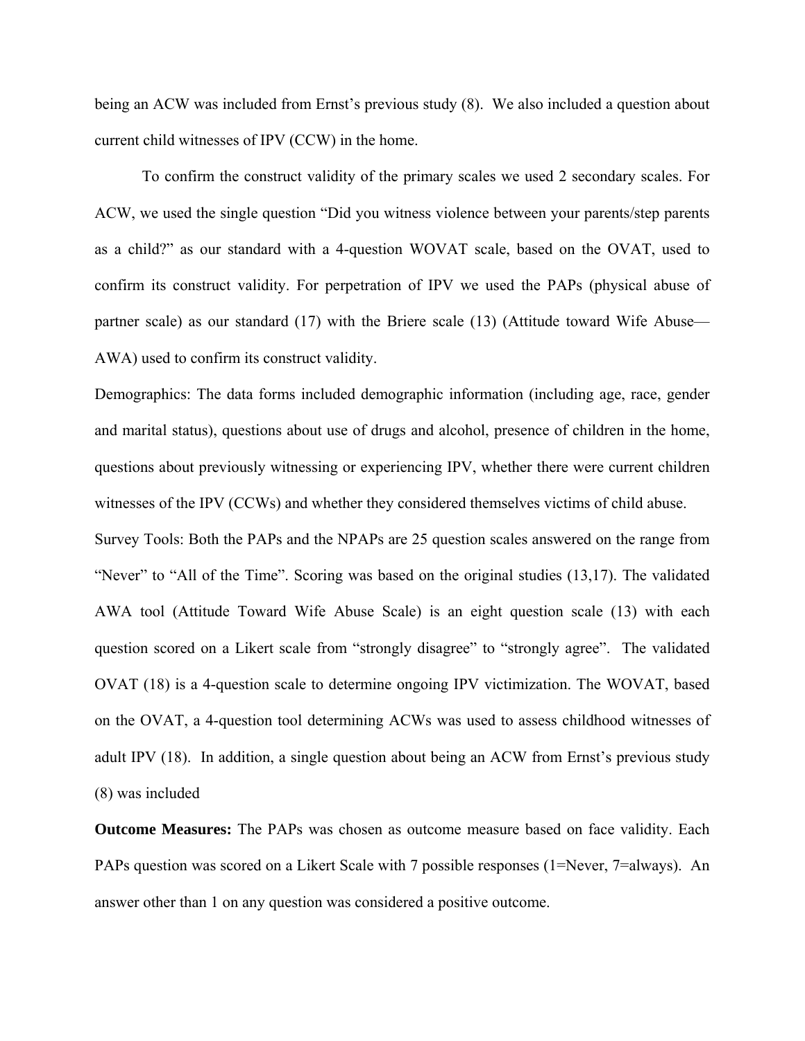being an ACW was included from Ernst's previous study (8). We also included a question about current child witnesses of IPV (CCW) in the home.

To confirm the construct validity of the primary scales we used 2 secondary scales. For ACW, we used the single question "Did you witness violence between your parents/step parents as a child?" as our standard with a 4-question WOVAT scale, based on the OVAT, used to confirm its construct validity. For perpetration of IPV we used the PAPs (physical abuse of partner scale) as our standard (17) with the Briere scale (13) (Attitude toward Wife Abuse—AWA) used to confirm its construct validity.

Demographics: The data forms included demographic information (including age, race, gender and marital status), questions about use of drugs and alcohol, presence of children in the home, questions about previously witnessing or experiencing IPV, whether there were current children witnesses of the IPV (CCWs) and whether they considered themselves victims of child abuse.

Survey Tools: Both the PAPs and the NPAPs are 25 question scales answered on the range from "Never" to "All of the Time". Scoring was based on the original studies (13,17). The validated AWA tool (Attitude Toward Wife Abuse Scale) is an eight question scale (13) with each question scored on a Likert scale from "strongly disagree" to "strongly agree". The validated OVAT (18) is a 4-question scale to determine ongoing IPV victimization. The WOVAT, based on the OVAT, a 4-question tool determining ACWs was used to assess childhood witnesses of adult IPV (18). In addition, a single question about being an ACW from Ernst's previous study (8) was included

**Outcome Measures:** The PAPs was chosen as outcome measure based on face validity. Each PAPs question was scored on a Likert Scale with 7 possible responses (1=Never, 7=always). An answer other than 1 on any question was considered a positive outcome.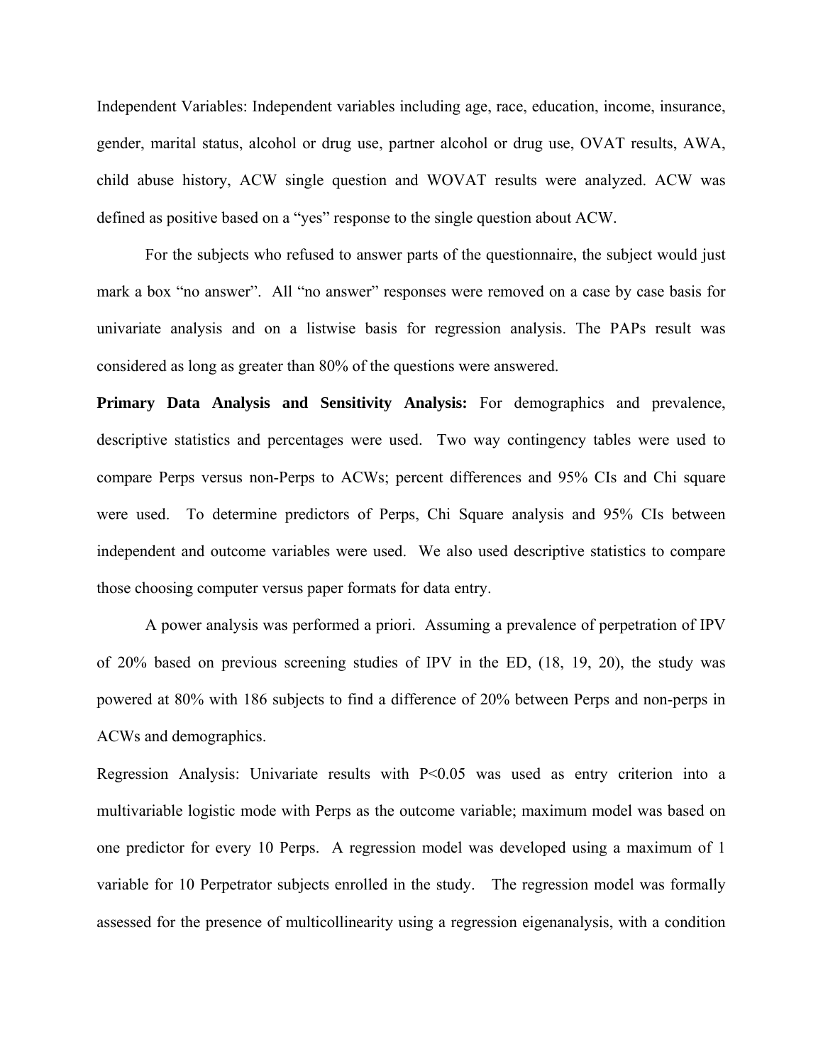Independent Variables: Independent variables including age, race, education, income, insurance, gender, marital status, alcohol or drug use, partner alcohol or drug use, OVAT results, AWA, child abuse history, ACW single question and WOVAT results were analyzed. ACW was defined as positive based on a "yes" response to the single question about ACW.

For the subjects who refused to answer parts of the questionnaire, the subject would just mark a box "no answer". All "no answer" responses were removed on a case by case basis for univariate analysis and on a listwise basis for regression analysis. The PAPs result was considered as long as greater than 80% of the questions were answered.

**Primary Data Analysis and Sensitivity Analysis:** For demographics and prevalence, descriptive statistics and percentages were used. Two way contingency tables were used to compare Perps versus non-Perps to ACWs; percent differences and 95% CIs and Chi square were used. To determine predictors of Perps, Chi Square analysis and 95% CIs between independent and outcome variables were used. We also used descriptive statistics to compare those choosing computer versus paper formats for data entry.

A power analysis was performed a priori. Assuming a prevalence of perpetration of IPV of 20% based on previous screening studies of IPV in the ED, (18, 19, 20), the study was powered at 80% with 186 subjects to find a difference of 20% between Perps and non-perps in ACWs and demographics.

Regression Analysis: Univariate results with $P<0.05$ was used as entry criterion into a multivariable logistic mode with Perps as the outcome variable; maximum model was based on one predictor for every 10 Perps. A regression model was developed using a maximum of 1 variable for 10 Perpetrator subjects enrolled in the study. The regression model was formally assessed for the presence of multicollinearity using a regression eigenanalysis, with a condition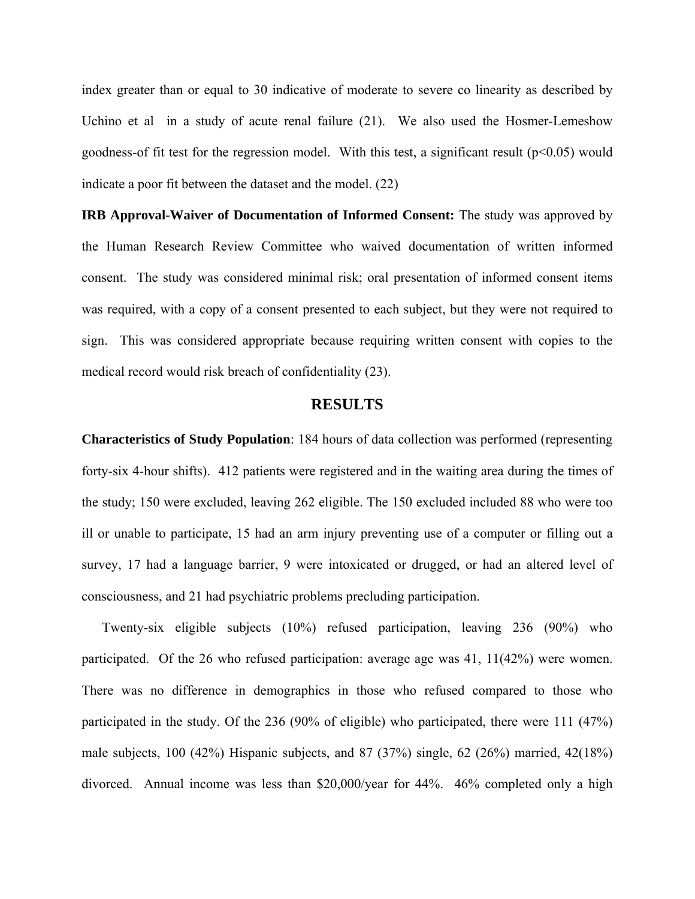index greater than or equal to 30 indicative of moderate to severe co linearity as described by Uchino et al in a study of acute renal failure (21). We also used the Hosmer-Lemeshow goodness-of fit test for the regression model. With this test, a significant result ($p<0.05$) would indicate a poor fit between the dataset and the model. (22)

**IRB Approval-Waiver of Documentation of Informed Consent:** The study was approved by the Human Research Review Committee who waived documentation of written informed consent. The study was considered minimal risk; oral presentation of informed consent items was required, with a copy of a consent presented to each subject, but they were not required to sign. This was considered appropriate because requiring written consent with copies to the medical record would risk breach of confidentiality (23).

## RESULTS

**Characteristics of Study Population**: 184 hours of data collection was performed (representing forty-six 4-hour shifts). 412 patients were registered and in the waiting area during the times of the study; 150 were excluded, leaving 262 eligible. The 150 excluded included 88 who were too ill or unable to participate, 15 had an arm injury preventing use of a computer or filling out a survey, 17 had a language barrier, 9 were intoxicated or drugged, or had an altered level of consciousness, and 21 had psychiatric problems precluding participation.

Twenty-six eligible subjects (10%) refused participation, leaving 236 (90%) who participated. Of the 26 who refused participation: average age was 41, 11(42%) were women. There was no difference in demographics in those who refused compared to those who participated in the study. Of the 236 (90% of eligible) who participated, there were 111 (47%) male subjects, 100 (42%) Hispanic subjects, and 87 (37%) single, 62 (26%) married, 42(18%) divorced. Annual income was less than $20,000/year for 44%. 46% completed only a high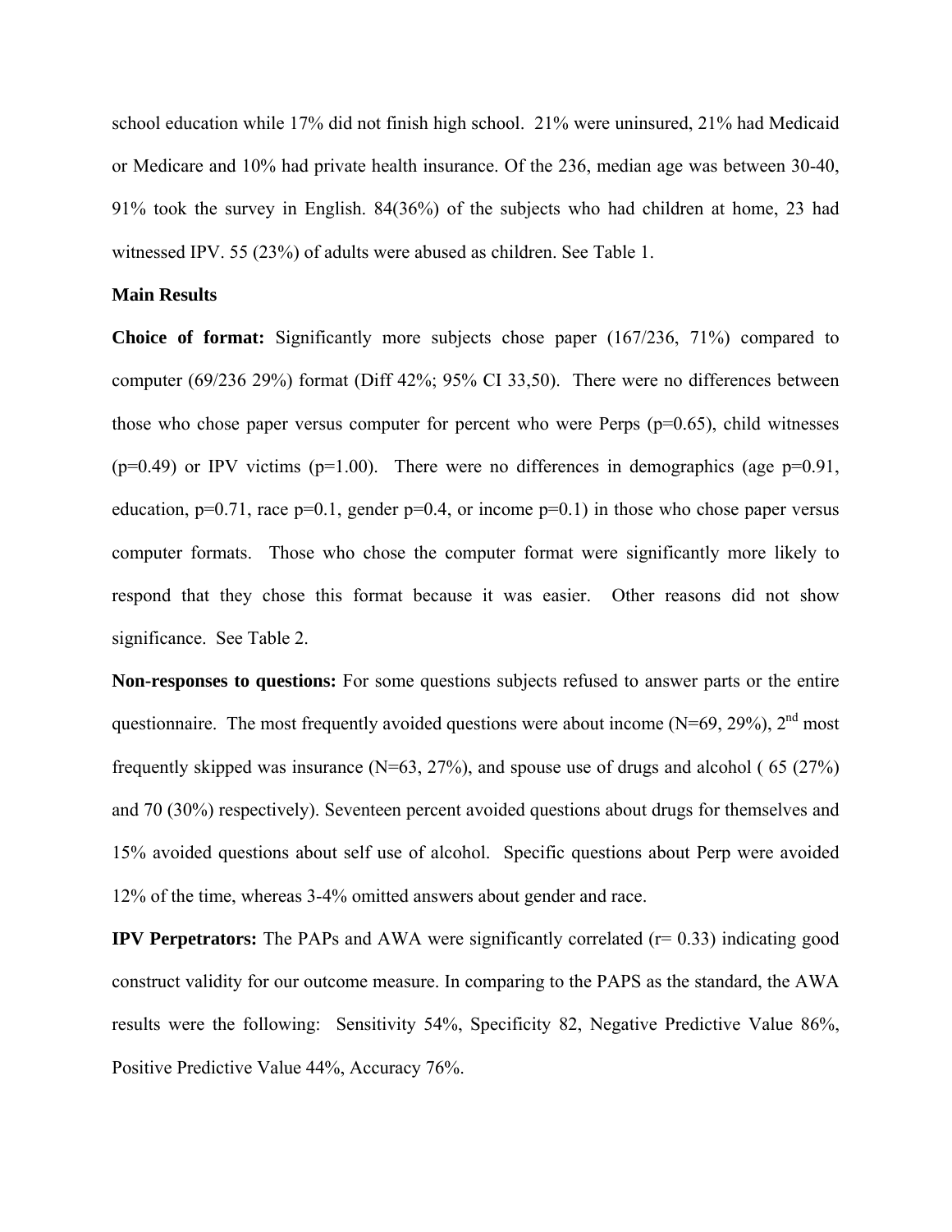school education while 17% did not finish high school. 21% were uninsured, 21% had Medicaid or Medicare and 10% had private health insurance. Of the 236, median age was between 30-40, 91% took the survey in English. 84(36%) of the subjects who had children at home, 23 had witnessed IPV. 55 (23%) of adults were abused as children. See Table 1.

**Main Results**

**Choice of format:** Significantly more subjects chose paper (167/236, 71%) compared to computer (69/236 29%) format (Diff 42%; 95% CI 33,50). There were no differences between those who chose paper versus computer for percent who were Perps (p=0.65), child witnesses (p=0.49) or IPV victims (p=1.00). There were no differences in demographics (age p=0.91, education, p=0.71, race p=0.1, gender p=0.4, or income p=0.1) in those who chose paper versus computer formats. Those who chose the computer format were significantly more likely to respond that they chose this format because it was easier. Other reasons did not show significance. See Table 2.

**Non-responses to questions:** For some questions subjects refused to answer parts or the entire questionnaire. The most frequently avoided questions were about income (N=69, 29%), 2nd most frequently skipped was insurance (N=63, 27%), and spouse use of drugs and alcohol ( 65 (27%) and 70 (30%) respectively). Seventeen percent avoided questions about drugs for themselves and 15% avoided questions about self use of alcohol. Specific questions about Perp were avoided 12% of the time, whereas 3-4% omitted answers about gender and race.

**IPV Perpetrators:** The PAPs and AWA were significantly correlated (r= 0.33) indicating good construct validity for our outcome measure. In comparing to the PAPS as the standard, the AWA results were the following: Sensitivity 54%, Specificity 82, Negative Predictive Value 86%, Positive Predictive Value 44%, Accuracy 76%.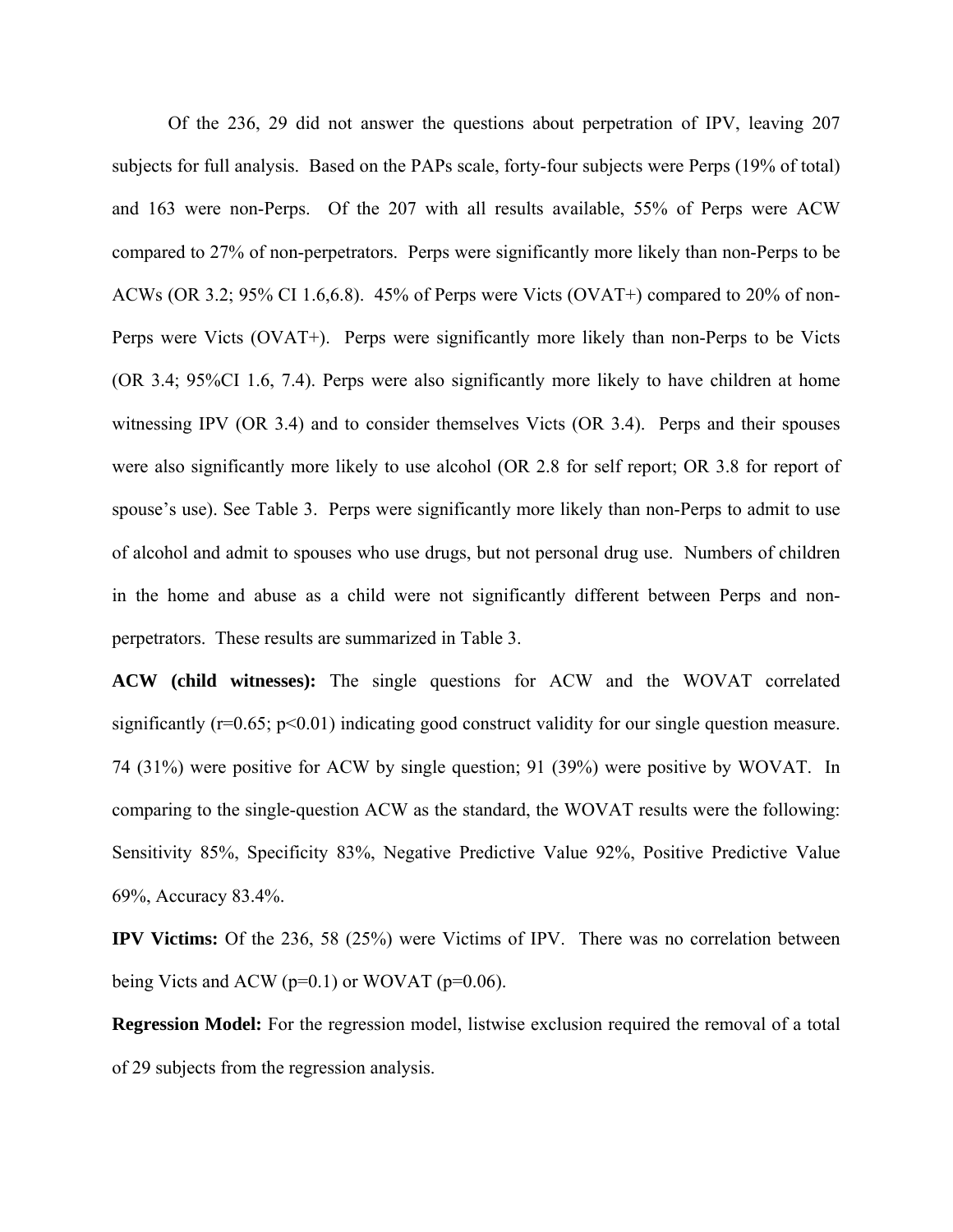Of the 236, 29 did not answer the questions about perpetration of IPV, leaving 207 subjects for full analysis. Based on the PAPs scale, forty-four subjects were Perps (19% of total) and 163 were non-Perps. Of the 207 with all results available, 55% of Perps were ACW compared to 27% of non-perpetrators. Perps were significantly more likely than non-Perps to be ACWs (OR 3.2; 95% CI 1.6,6.8). 45% of Perps were Victs (OVAT+) compared to 20% of non-Perps were Victs (OVAT+). Perps were significantly more likely than non-Perps to be Victs (OR 3.4; 95%CI 1.6, 7.4). Perps were also significantly more likely to have children at home witnessing IPV (OR 3.4) and to consider themselves Victs (OR 3.4). Perps and their spouses were also significantly more likely to use alcohol (OR 2.8 for self report; OR 3.8 for report of spouse's use). See Table 3. Perps were significantly more likely than non-Perps to admit to use of alcohol and admit to spouses who use drugs, but not personal drug use. Numbers of children in the home and abuse as a child were not significantly different between Perps and non-perpetrators. These results are summarized in Table 3.

**ACW (child witnesses):** The single questions for ACW and the WOVAT correlated significantly ($r=0.65$; $p<0.01$) indicating good construct validity for our single question measure. 74 (31%) were positive for ACW by single question; 91 (39%) were positive by WOVAT. In comparing to the single-question ACW as the standard, the WOVAT results were the following: Sensitivity 85%, Specificity 83%, Negative Predictive Value 92%, Positive Predictive Value 69%, Accuracy 83.4%.

**IPV Victims:** Of the 236, 58 (25%) were Victims of IPV. There was no correlation between being Victs and ACW ($p=0.1$) or WOVAT ($p=0.06$).

**Regression Model:** For the regression model, listwise exclusion required the removal of a total of 29 subjects from the regression analysis.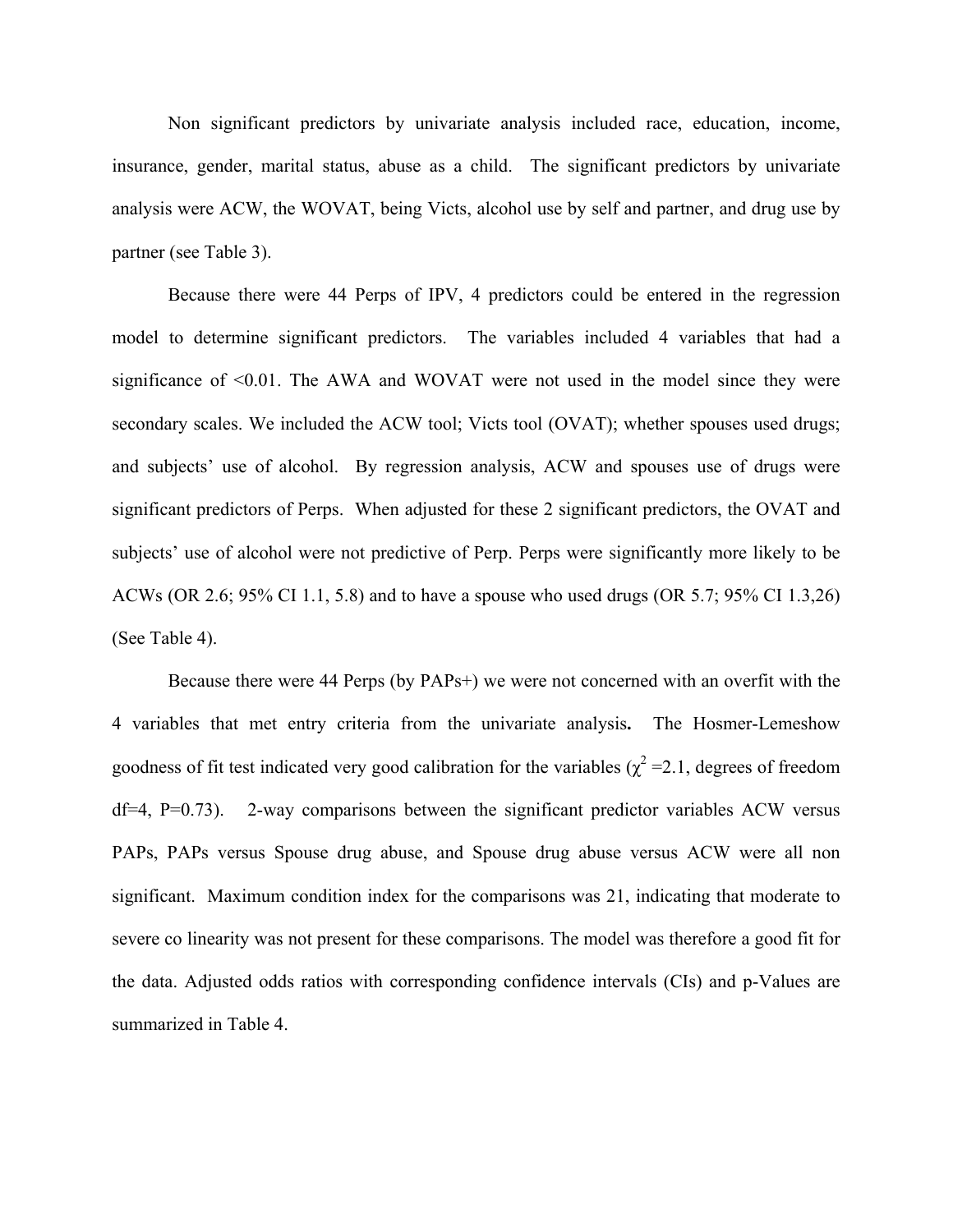Non significant predictors by univariate analysis included race, education, income, insurance, gender, marital status, abuse as a child. The significant predictors by univariate analysis were ACW, the WOVAT, being Victs, alcohol use by self and partner, and drug use by partner (see Table 3).

Because there were 44 Perps of IPV, 4 predictors could be entered in the regression model to determine significant predictors. The variables included 4 variables that had a significance of <0.01. The AWA and WOVAT were not used in the model since they were secondary scales. We included the ACW tool; Victs tool (OVAT); whether spouses used drugs; and subjects' use of alcohol. By regression analysis, ACW and spouses use of drugs were significant predictors of Perps. When adjusted for these 2 significant predictors, the OVAT and subjects' use of alcohol were not predictive of Perp. Perps were significantly more likely to be ACWs (OR 2.6; 95% CI 1.1, 5.8) and to have a spouse who used drugs (OR 5.7; 95% CI 1.3,26) (See Table 4).

Because there were 44 Perps (by PAPs+) we were not concerned with an overfit with the 4 variables that met entry criteria from the univariate analysis**.** The Hosmer-Lemeshow goodness of fit test indicated very good calibration for the variables ($\chi^2$ =2.1, degrees of freedom df=4, P=0.73). 2-way comparisons between the significant predictor variables ACW versus PAPs, PAPs versus Spouse drug abuse, and Spouse drug abuse versus ACW were all non significant. Maximum condition index for the comparisons was 21, indicating that moderate to severe co linearity was not present for these comparisons. The model was therefore a good fit for the data. Adjusted odds ratios with corresponding confidence intervals (CIs) and p-Values are summarized in Table 4.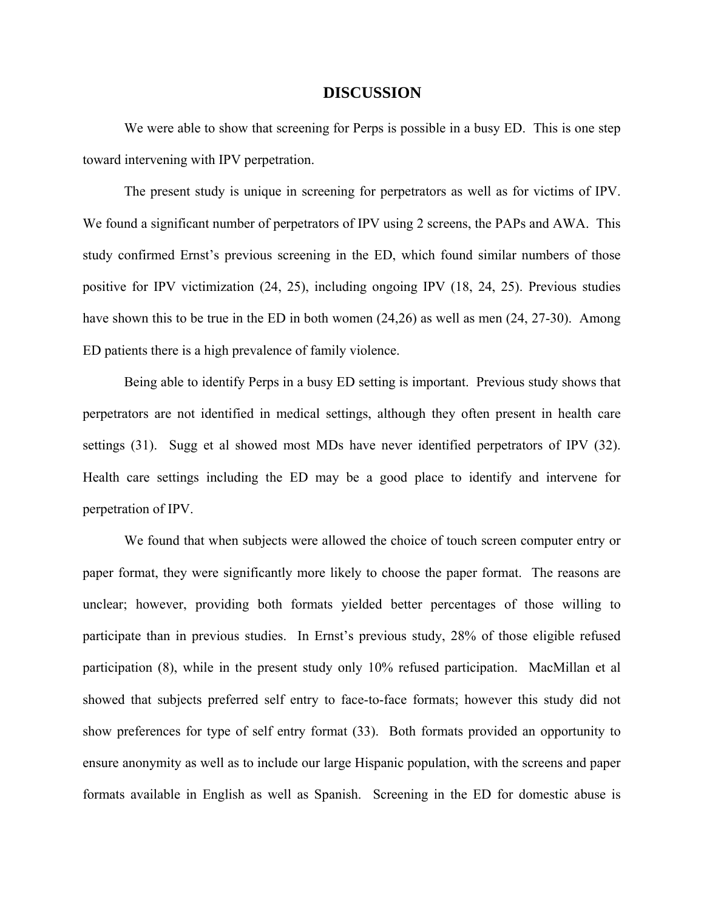# DISCUSSION

We were able to show that screening for Perps is possible in a busy ED. This is one step toward intervening with IPV perpetration.

The present study is unique in screening for perpetrators as well as for victims of IPV. We found a significant number of perpetrators of IPV using 2 screens, the PAPs and AWA. This study confirmed Ernst's previous screening in the ED, which found similar numbers of those positive for IPV victimization (24, 25), including ongoing IPV (18, 24, 25). Previous studies have shown this to be true in the ED in both women (24,26) as well as men (24, 27-30). Among ED patients there is a high prevalence of family violence.

Being able to identify Perps in a busy ED setting is important. Previous study shows that perpetrators are not identified in medical settings, although they often present in health care settings (31). Sugg et al showed most MDs have never identified perpetrators of IPV (32). Health care settings including the ED may be a good place to identify and intervene for perpetration of IPV.

We found that when subjects were allowed the choice of touch screen computer entry or paper format, they were significantly more likely to choose the paper format. The reasons are unclear; however, providing both formats yielded better percentages of those willing to participate than in previous studies. In Ernst's previous study, 28% of those eligible refused participation (8), while in the present study only 10% refused participation. MacMillan et al showed that subjects preferred self entry to face-to-face formats; however this study did not show preferences for type of self entry format (33). Both formats provided an opportunity to ensure anonymity as well as to include our large Hispanic population, with the screens and paper formats available in English as well as Spanish. Screening in the ED for domestic abuse is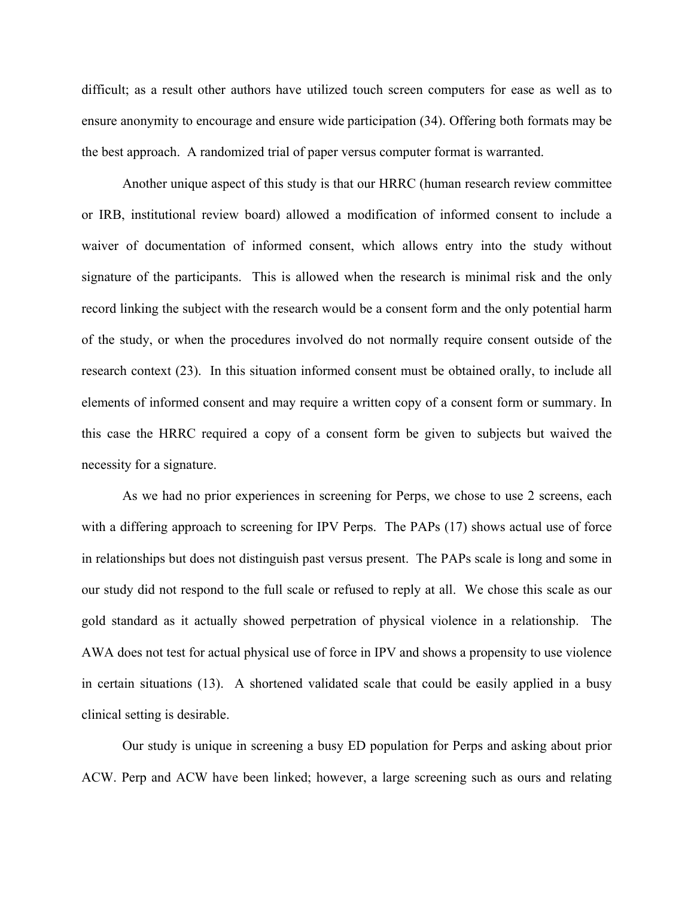difficult; as a result other authors have utilized touch screen computers for ease as well as to ensure anonymity to encourage and ensure wide participation (34). Offering both formats may be the best approach. A randomized trial of paper versus computer format is warranted.

Another unique aspect of this study is that our HRRC (human research review committee or IRB, institutional review board) allowed a modification of informed consent to include a waiver of documentation of informed consent, which allows entry into the study without signature of the participants. This is allowed when the research is minimal risk and the only record linking the subject with the research would be a consent form and the only potential harm of the study, or when the procedures involved do not normally require consent outside of the research context (23). In this situation informed consent must be obtained orally, to include all elements of informed consent and may require a written copy of a consent form or summary. In this case the HRRC required a copy of a consent form be given to subjects but waived the necessity for a signature.

As we had no prior experiences in screening for Perps, we chose to use 2 screens, each with a differing approach to screening for IPV Perps. The PAPs (17) shows actual use of force in relationships but does not distinguish past versus present. The PAPs scale is long and some in our study did not respond to the full scale or refused to reply at all. We chose this scale as our gold standard as it actually showed perpetration of physical violence in a relationship. The AWA does not test for actual physical use of force in IPV and shows a propensity to use violence in certain situations (13). A shortened validated scale that could be easily applied in a busy clinical setting is desirable.

Our study is unique in screening a busy ED population for Perps and asking about prior ACW. Perp and ACW have been linked; however, a large screening such as ours and relating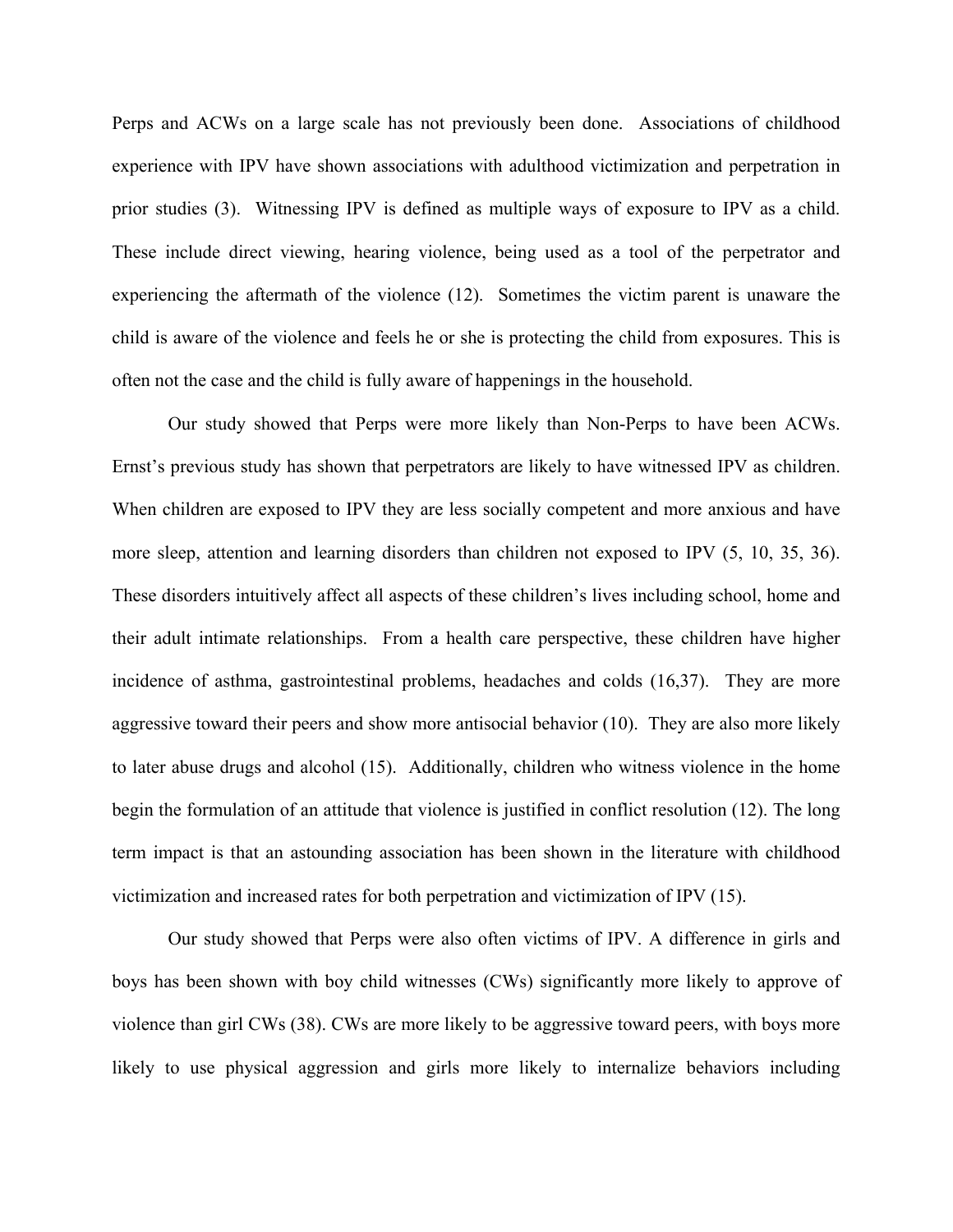Perps and ACWs on a large scale has not previously been done. Associations of childhood experience with IPV have shown associations with adulthood victimization and perpetration in prior studies (3). Witnessing IPV is defined as multiple ways of exposure to IPV as a child. These include direct viewing, hearing violence, being used as a tool of the perpetrator and experiencing the aftermath of the violence (12). Sometimes the victim parent is unaware the child is aware of the violence and feels he or she is protecting the child from exposures. This is often not the case and the child is fully aware of happenings in the household.

Our study showed that Perps were more likely than Non-Perps to have been ACWs. Ernst's previous study has shown that perpetrators are likely to have witnessed IPV as children. When children are exposed to IPV they are less socially competent and more anxious and have more sleep, attention and learning disorders than children not exposed to IPV (5, 10, 35, 36). These disorders intuitively affect all aspects of these children's lives including school, home and their adult intimate relationships. From a health care perspective, these children have higher incidence of asthma, gastrointestinal problems, headaches and colds (16,37). They are more aggressive toward their peers and show more antisocial behavior (10). They are also more likely to later abuse drugs and alcohol (15). Additionally, children who witness violence in the home begin the formulation of an attitude that violence is justified in conflict resolution (12). The long term impact is that an astounding association has been shown in the literature with childhood victimization and increased rates for both perpetration and victimization of IPV (15).

Our study showed that Perps were also often victims of IPV. A difference in girls and boys has been shown with boy child witnesses (CWs) significantly more likely to approve of violence than girl CWs (38). CWs are more likely to be aggressive toward peers, with boys more likely to use physical aggression and girls more likely to internalize behaviors including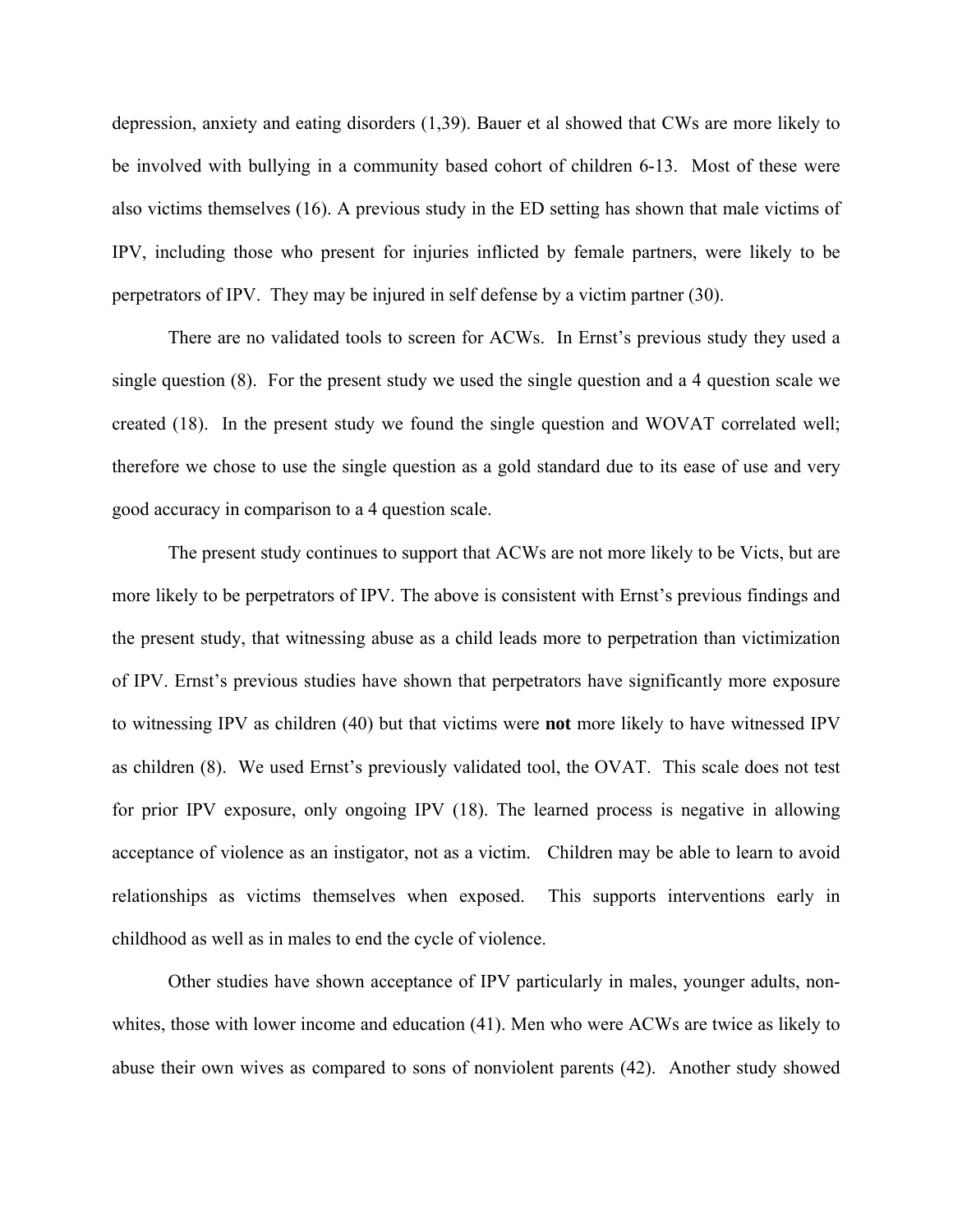depression, anxiety and eating disorders (1,39). Bauer et al showed that CWs are more likely to be involved with bullying in a community based cohort of children 6-13. Most of these were also victims themselves (16). A previous study in the ED setting has shown that male victims of IPV, including those who present for injuries inflicted by female partners, were likely to be perpetrators of IPV. They may be injured in self defense by a victim partner (30).

There are no validated tools to screen for ACWs. In Ernst's previous study they used a single question (8). For the present study we used the single question and a 4 question scale we created (18). In the present study we found the single question and WOVAT correlated well; therefore we chose to use the single question as a gold standard due to its ease of use and very good accuracy in comparison to a 4 question scale.

The present study continues to support that ACWs are not more likely to be Victs, but are more likely to be perpetrators of IPV. The above is consistent with Ernst's previous findings and the present study, that witnessing abuse as a child leads more to perpetration than victimization of IPV. Ernst's previous studies have shown that perpetrators have significantly more exposure to witnessing IPV as children (40) but that victims were **not** more likely to have witnessed IPV as children (8). We used Ernst's previously validated tool, the OVAT. This scale does not test for prior IPV exposure, only ongoing IPV (18). The learned process is negative in allowing acceptance of violence as an instigator, not as a victim. Children may be able to learn to avoid relationships as victims themselves when exposed. This supports interventions early in childhood as well as in males to end the cycle of violence.

Other studies have shown acceptance of IPV particularly in males, younger adults, non-whites, those with lower income and education (41). Men who were ACWs are twice as likely to abuse their own wives as compared to sons of nonviolent parents (42). Another study showed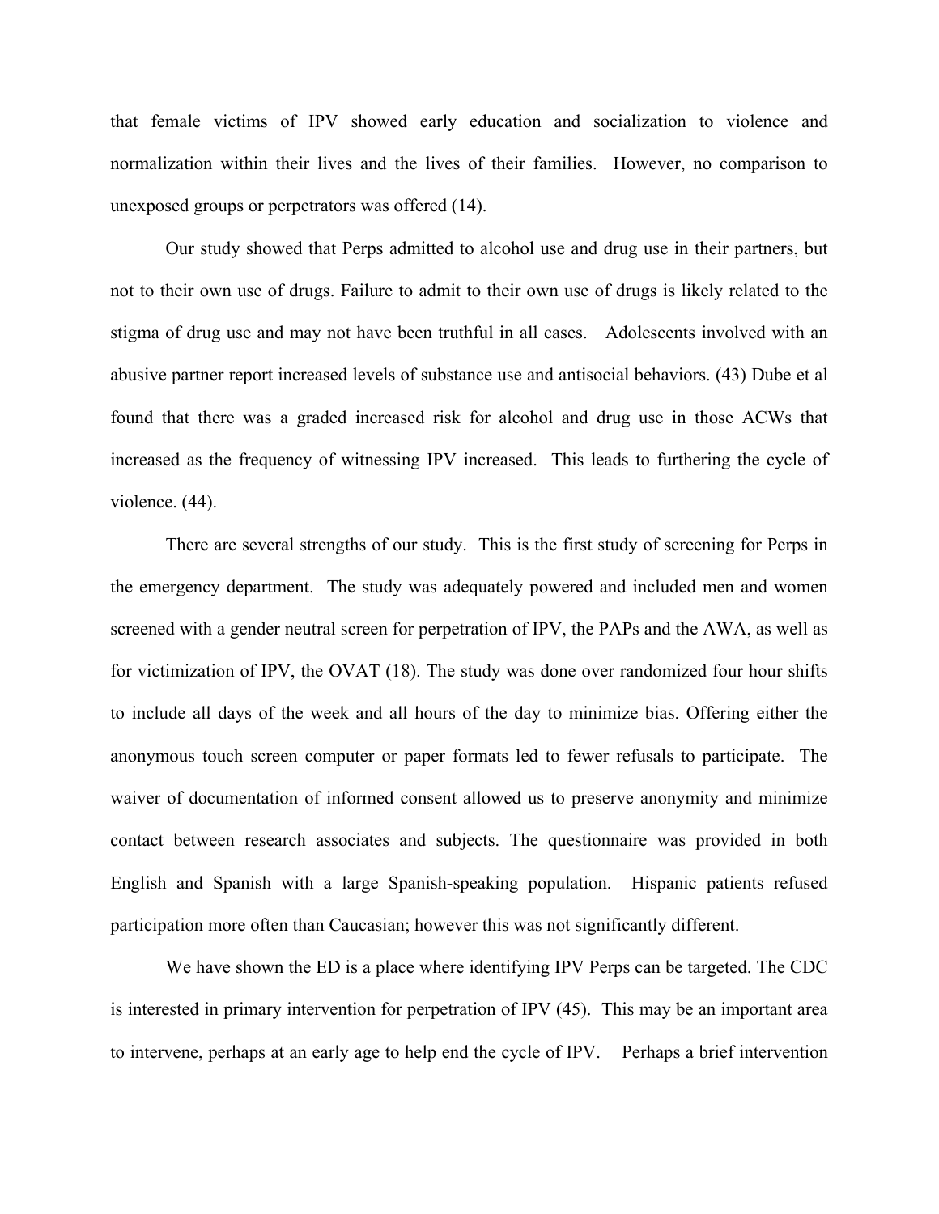that female victims of IPV showed early education and socialization to violence and normalization within their lives and the lives of their families. However, no comparison to unexposed groups or perpetrators was offered (14).

Our study showed that Perps admitted to alcohol use and drug use in their partners, but not to their own use of drugs. Failure to admit to their own use of drugs is likely related to the stigma of drug use and may not have been truthful in all cases. Adolescents involved with an abusive partner report increased levels of substance use and antisocial behaviors. (43) Dube et al found that there was a graded increased risk for alcohol and drug use in those ACWs that increased as the frequency of witnessing IPV increased. This leads to furthering the cycle of violence. (44).

There are several strengths of our study. This is the first study of screening for Perps in the emergency department. The study was adequately powered and included men and women screened with a gender neutral screen for perpetration of IPV, the PAPs and the AWA, as well as for victimization of IPV, the OVAT (18). The study was done over randomized four hour shifts to include all days of the week and all hours of the day to minimize bias. Offering either the anonymous touch screen computer or paper formats led to fewer refusals to participate. The waiver of documentation of informed consent allowed us to preserve anonymity and minimize contact between research associates and subjects. The questionnaire was provided in both English and Spanish with a large Spanish-speaking population. Hispanic patients refused participation more often than Caucasian; however this was not significantly different.

We have shown the ED is a place where identifying IPV Perps can be targeted. The CDC is interested in primary intervention for perpetration of IPV (45). This may be an important area to intervene, perhaps at an early age to help end the cycle of IPV. Perhaps a brief intervention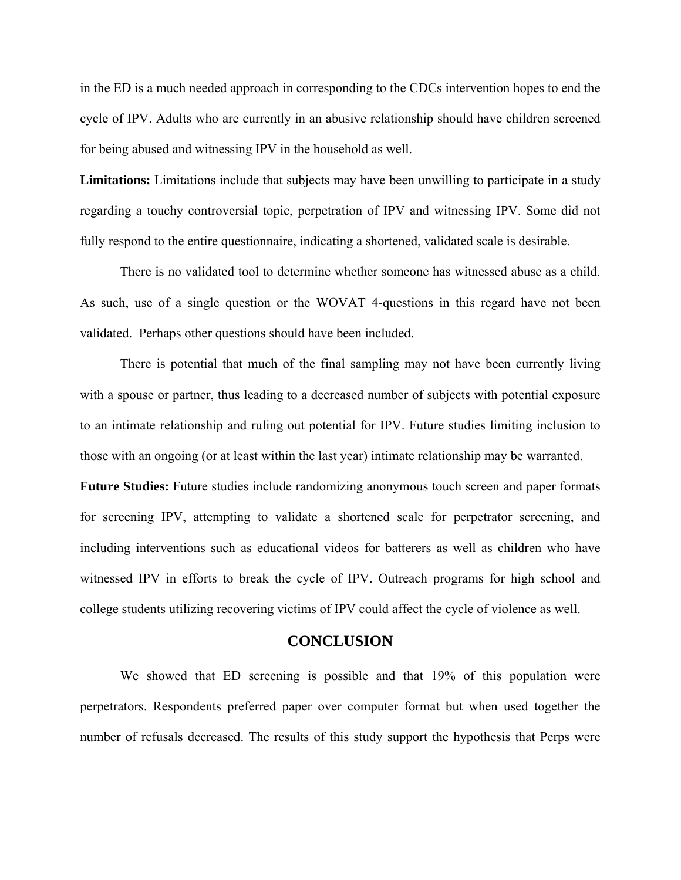in the ED is a much needed approach in corresponding to the CDCs intervention hopes to end the cycle of IPV. Adults who are currently in an abusive relationship should have children screened for being abused and witnessing IPV in the household as well.

**Limitations:** Limitations include that subjects may have been unwilling to participate in a study regarding a touchy controversial topic, perpetration of IPV and witnessing IPV. Some did not fully respond to the entire questionnaire, indicating a shortened, validated scale is desirable.

There is no validated tool to determine whether someone has witnessed abuse as a child. As such, use of a single question or the WOVAT 4-questions in this regard have not been validated. Perhaps other questions should have been included.

There is potential that much of the final sampling may not have been currently living with a spouse or partner, thus leading to a decreased number of subjects with potential exposure to an intimate relationship and ruling out potential for IPV. Future studies limiting inclusion to those with an ongoing (or at least within the last year) intimate relationship may be warranted.

**Future Studies:** Future studies include randomizing anonymous touch screen and paper formats for screening IPV, attempting to validate a shortened scale for perpetrator screening, and including interventions such as educational videos for batterers as well as children who have witnessed IPV in efforts to break the cycle of IPV. Outreach programs for high school and college students utilizing recovering victims of IPV could affect the cycle of violence as well.

## CONCLUSION

We showed that ED screening is possible and that 19% of this population were perpetrators. Respondents preferred paper over computer format but when used together the number of refusals decreased. The results of this study support the hypothesis that Perps were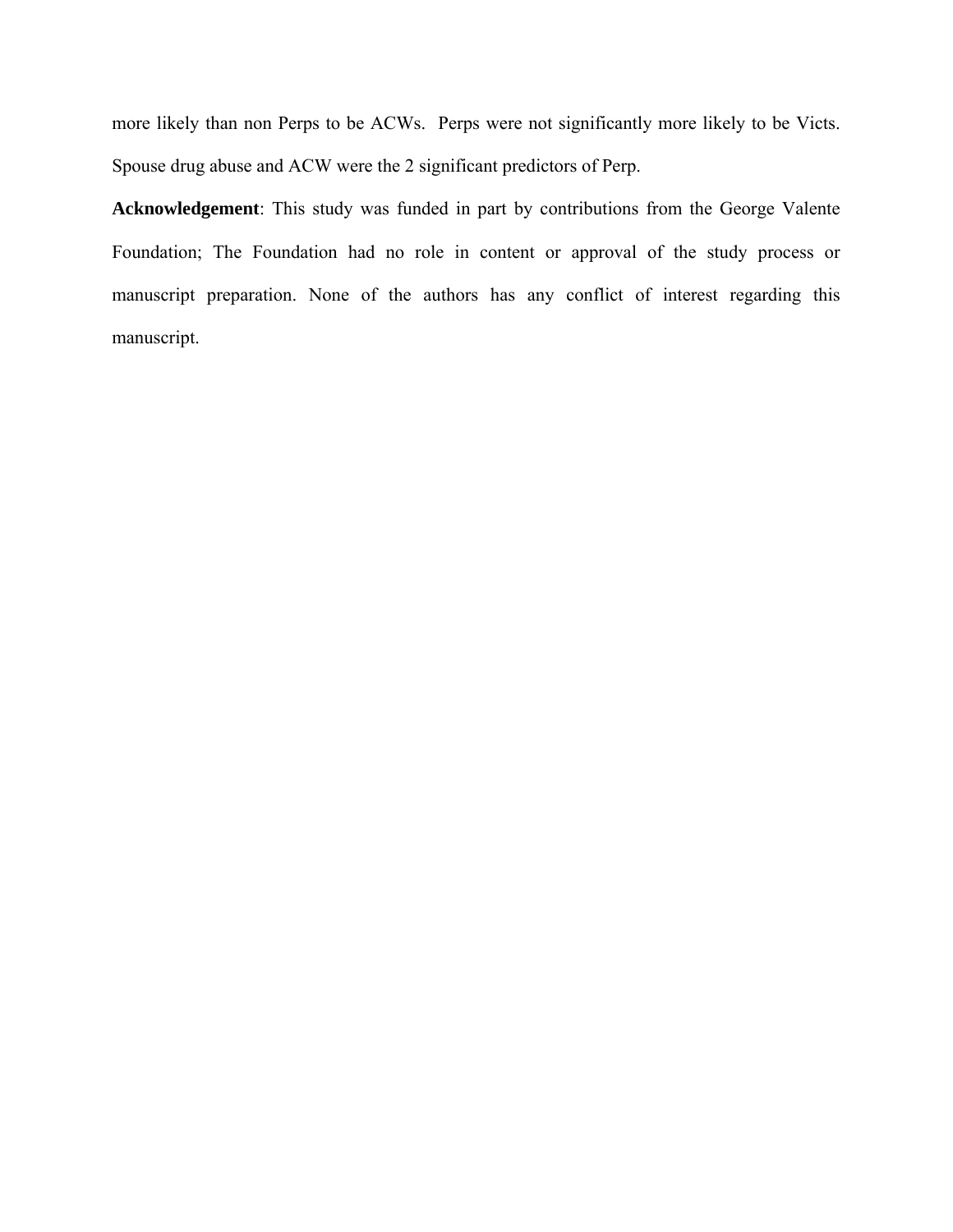more likely than non Perps to be ACWs. Perps were not significantly more likely to be Victs. Spouse drug abuse and ACW were the 2 significant predictors of Perp.

**Acknowledgement**: This study was funded in part by contributions from the George Valente Foundation; The Foundation had no role in content or approval of the study process or manuscript preparation. None of the authors has any conflict of interest regarding this manuscript.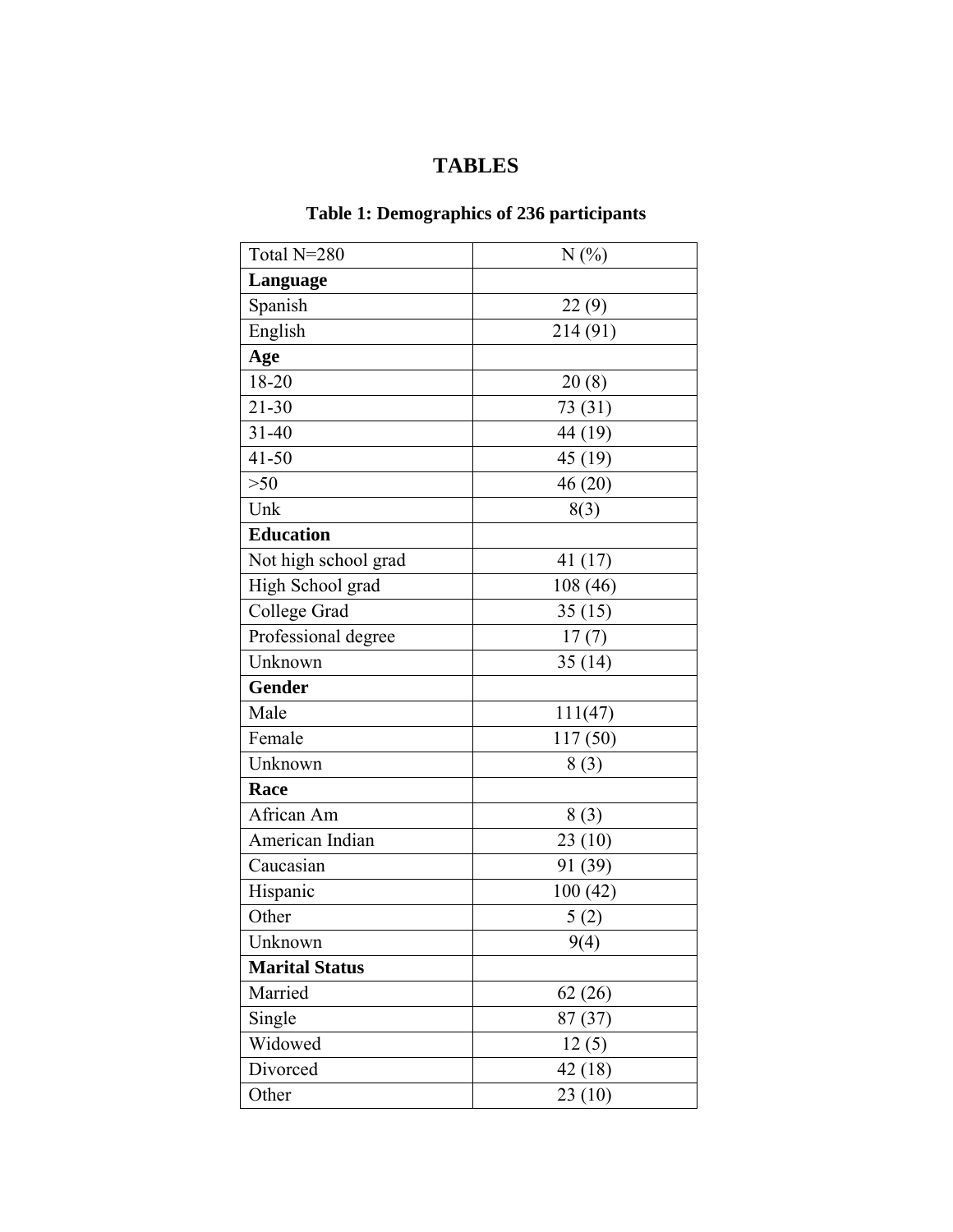# TABLES

**Table 1: Demographics of 236 participants**

| Total N=280 | N (%) |
|---|---|
| **Language** | |
| Spanish | 22 (9) |
| English | 214 (91) |
| **Age** | |
| 18-20 | 20 (8) |
| 21-30 | 73 (31) |
| 31-40 | 44 (19) |
| 41-50 | 45 (19) |
| >50 | 46 (20) |
| Unk | 8(3) |
| **Education** | |
| Not high school grad | 41 (17) |
| High School grad | 108 (46) |
| College Grad | 35 (15) |
| Professional degree | 17 (7) |
| Unknown | 35 (14) |
| **Gender** | |
| Male | 111(47) |
| Female | 117 (50) |
| Unknown | 8 (3) |
| **Race** | |
| African Am | 8 (3) |
| American Indian | 23 (10) |
| Caucasian | 91 (39) |
| Hispanic | 100 (42) |
| Other | 5 (2) |
| Unknown | 9(4) |
| **Marital Status** | |
| Married | 62 (26) |
| Single | 87 (37) |
| Widowed | 12 (5) |
| Divorced | 42 (18) |
| Other | 23 (10) |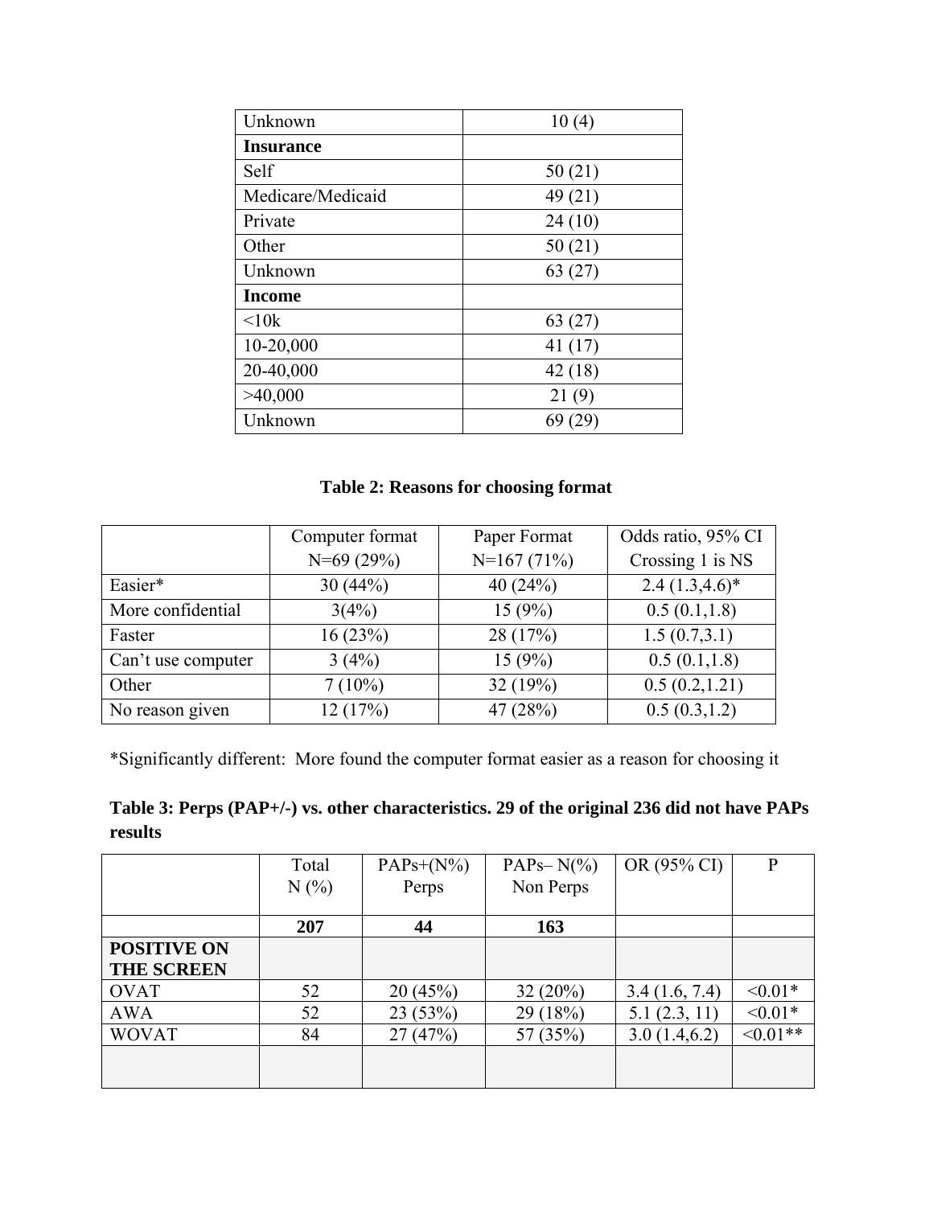| | |
|---|---|
| Unknown | 10 (4) |
| **Insurance** | |
| Self | 50 (21) |
| Medicare/Medicaid | 49 (21) |
| Private | 24 (10) |
| Other | 50 (21) |
| Unknown | 63 (27) |
| **Income** | |
| <10k | 63 (27) |
| 10-20,000 | 41 (17) |
| 20-40,000 | 42 (18) |
| >40,000 | 21 (9) |
| Unknown | 69 (29) |

**Table 2: Reasons for choosing format**

| | Computer format N=69 (29%) | Paper Format N=167 (71%) | Odds ratio, 95% CI Crossing 1 is NS |
|---|---|---|---|
| Easier* | 30 (44%) | 40 (24%) | 2.4 (1.3,4.6)* |
| More confidential | 3(4%) | 15 (9%) | 0.5 (0.1,1.8) |
| Faster | 16 (23%) | 28 (17%) | 1.5 (0.7,3.1) |
| Can't use computer | 3 (4%) | 15 (9%) | 0.5 (0.1,1.8) |
| Other | 7 (10%) | 32 (19%) | 0.5 (0.2,1.21) |
| No reason given | 12 (17%) | 47 (28%) | 0.5 (0.3,1.2) |

*Significantly different: More found the computer format easier as a reason for choosing it

**Table 3: Perps (PAP+/-) vs. other characteristics. 29 of the original 236 did not have PAPs results**

| | Total N (%) | PAPs+(N%) Perps | PAPs– N(%) Non Perps | OR (95% CI) | P |
|---|---|---|---|---|---|
| | **207** | **44** | **163** | | |
| **POSITIVE ON THE SCREEN** | | | | | |
| OVAT | 52 | 20 (45%) | 32 (20%) | 3.4 (1.6, 7.4) | <0.01* |
| AWA | 52 | 23 (53%) | 29 (18%) | 5.1 (2.3, 11) | <0.01* |
| WOVAT | 84 | 27 (47%) | 57 (35%) | 3.0 (1.4,6.2) | <0.01** |
| | | | | | |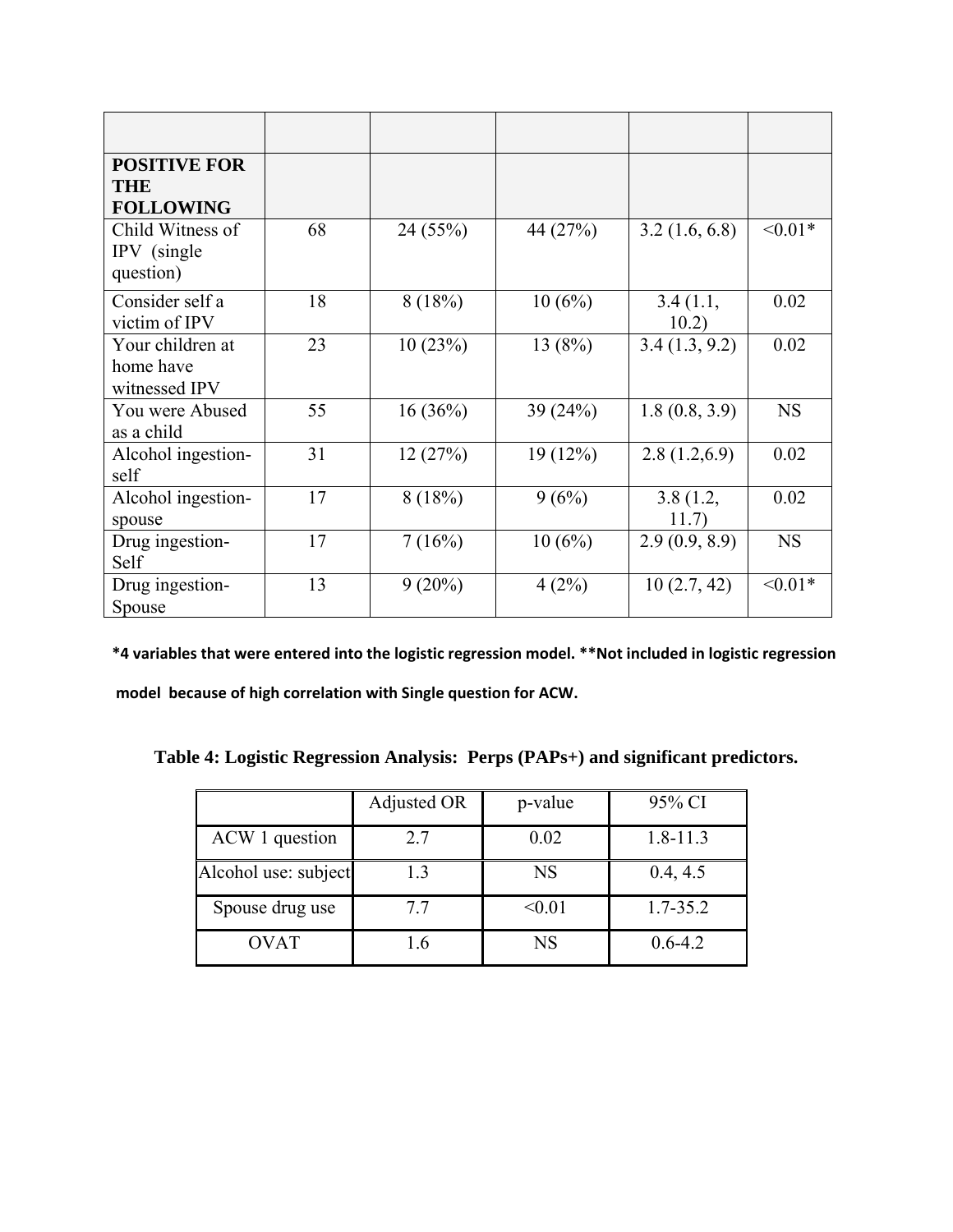| | | | | | |
|---|---|---|---|---|---|
| **POSITIVE FOR THE FOLLOWING** | | | | | |
| Child Witness of IPV (single question) | 68 | 24 (55%) | 44 (27%) | 3.2 (1.6, 6.8) | <0.01* |
| Consider self a victim of IPV | 18 | 8 (18%) | 10 (6%) | 3.4 (1.1, 10.2) | 0.02 |
| Your children at home have witnessed IPV | 23 | 10 (23%) | 13 (8%) | 3.4 (1.3, 9.2) | 0.02 |
| You were Abused as a child | 55 | 16 (36%) | 39 (24%) | 1.8 (0.8, 3.9) | NS |
| Alcohol ingestion-self | 31 | 12 (27%) | 19 (12%) | 2.8 (1.2,6.9) | 0.02 |
| Alcohol ingestion-spouse | 17 | 8 (18%) | 9 (6%) | 3.8 (1.2, 11.7) | 0.02 |
| Drug ingestion-Self | 17 | 7 (16%) | 10 (6%) | 2.9 (0.9, 8.9) | NS |
| Drug ingestion-Spouse | 13 | 9 (20%) | 4 (2%) | 10 (2.7, 42) | <0.01* |

**\*4 variables that were entered into the logistic regression model. \*\*Not included in logistic regression model because of high correlation with Single question for ACW.**

**Table 4: Logistic Regression Analysis: Perps (PAPs+) and significant predictors.**

| | Adjusted OR | p-value | 95% CI |
|---|---|---|---|
| ACW 1 question | 2.7 | 0.02 | 1.8-11.3 |
| Alcohol use: subject | 1.3 | NS | 0.4, 4.5 |
| Spouse drug use | 7.7 | <0.01 | 1.7-35.2 |
| OVAT | 1.6 | NS | 0.6-4.2 |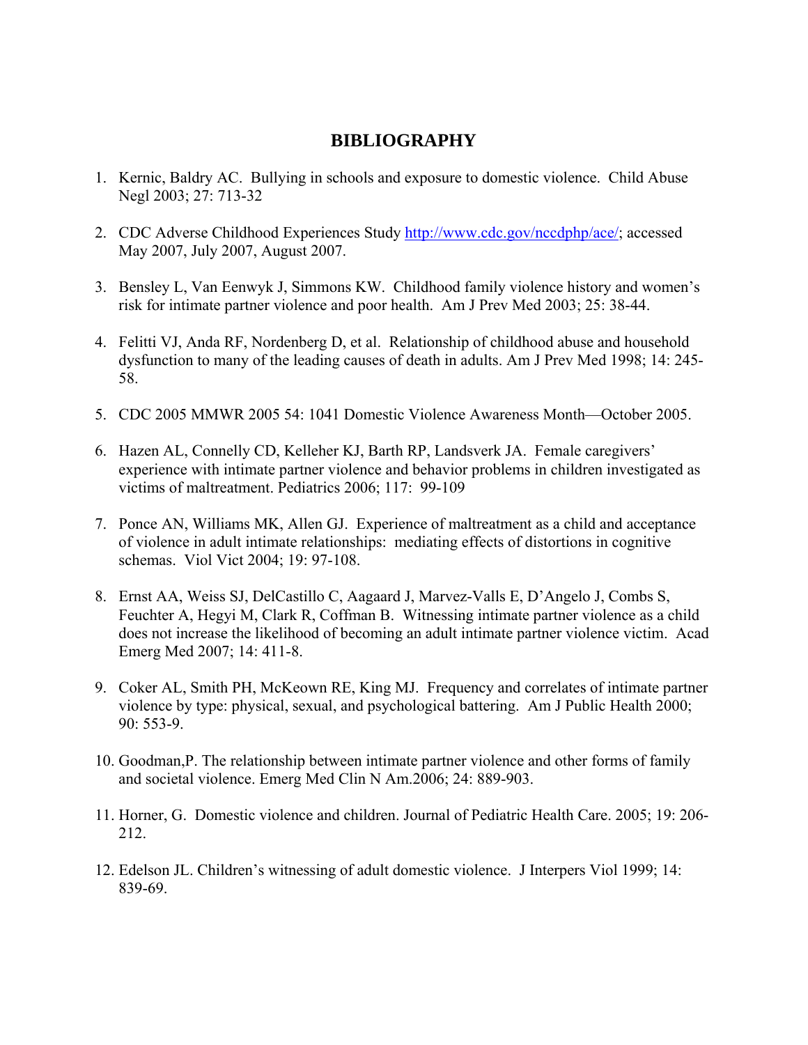# BIBLIOGRAPHY

1. Kernic, Baldry AC. Bullying in schools and exposure to domestic violence. Child Abuse Negl 2003; 27: 713-32

2. CDC Adverse Childhood Experiences Study http://www.cdc.gov/nccdphp/ace/; accessed May 2007, July 2007, August 2007.

3. Bensley L, Van Eenwyk J, Simmons KW. Childhood family violence history and women's risk for intimate partner violence and poor health. Am J Prev Med 2003; 25: 38-44.

4. Felitti VJ, Anda RF, Nordenberg D, et al. Relationship of childhood abuse and household dysfunction to many of the leading causes of death in adults. Am J Prev Med 1998; 14: 245-58.

5. CDC 2005 MMWR 2005 54: 1041 Domestic Violence Awareness Month—October 2005.

6. Hazen AL, Connelly CD, Kelleher KJ, Barth RP, Landsverk JA. Female caregivers' experience with intimate partner violence and behavior problems in children investigated as victims of maltreatment. Pediatrics 2006; 117: 99-109

7. Ponce AN, Williams MK, Allen GJ. Experience of maltreatment as a child and acceptance of violence in adult intimate relationships: mediating effects of distortions in cognitive schemas. Viol Vict 2004; 19: 97-108.

8. Ernst AA, Weiss SJ, DelCastillo C, Aagaard J, Marvez-Valls E, D'Angelo J, Combs S, Feuchter A, Hegyi M, Clark R, Coffman B. Witnessing intimate partner violence as a child does not increase the likelihood of becoming an adult intimate partner violence victim. Acad Emerg Med 2007; 14: 411-8.

9. Coker AL, Smith PH, McKeown RE, King MJ. Frequency and correlates of intimate partner violence by type: physical, sexual, and psychological battering. Am J Public Health 2000; 90: 553-9.

10. Goodman,P. The relationship between intimate partner violence and other forms of family and societal violence. Emerg Med Clin N Am.2006; 24: 889-903.

11. Horner, G. Domestic violence and children. Journal of Pediatric Health Care. 2005; 19: 206-212.

12. Edelson JL. Children's witnessing of adult domestic violence. J Interpers Viol 1999; 14: 839-69.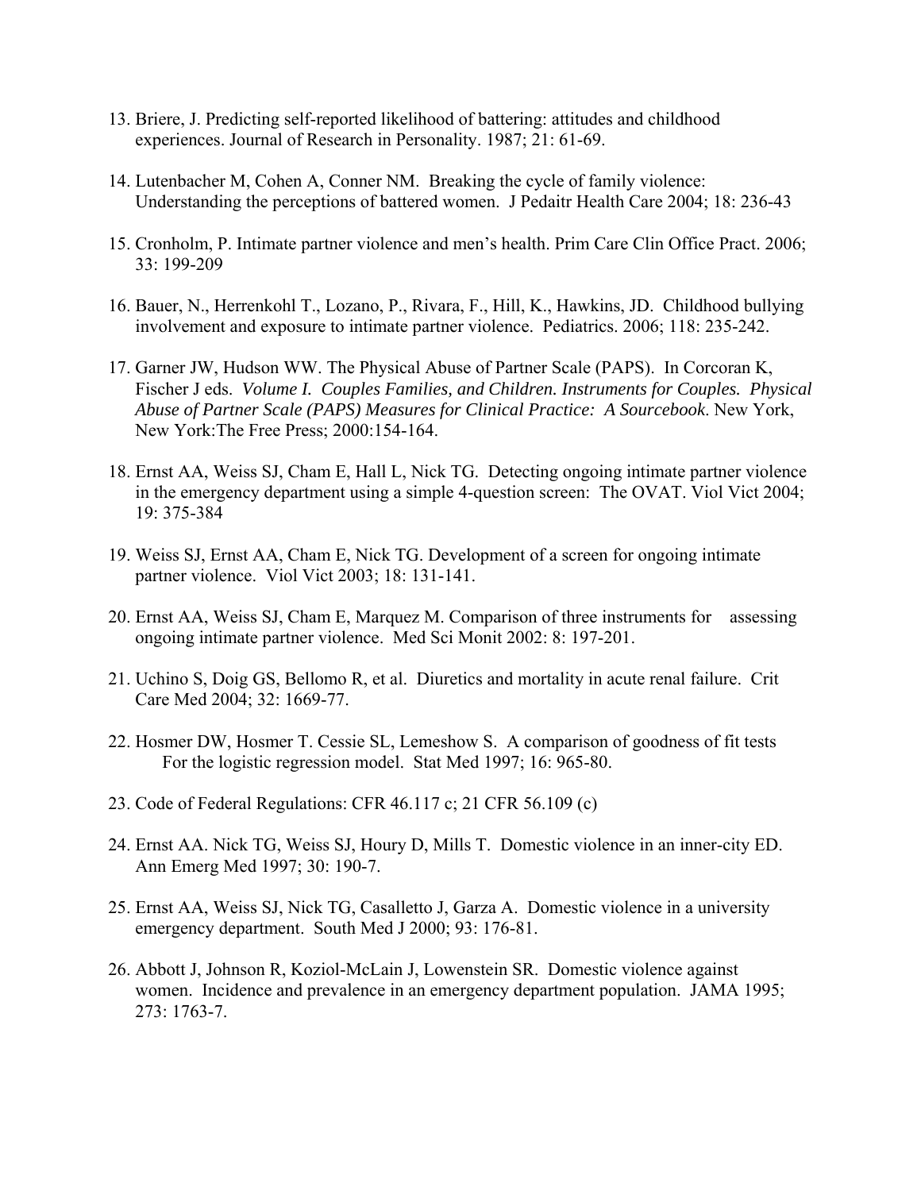13. Briere, J. Predicting self-reported likelihood of battering: attitudes and childhood experiences. Journal of Research in Personality. 1987; 21: 61-69.

14. Lutenbacher M, Cohen A, Conner NM. Breaking the cycle of family violence: Understanding the perceptions of battered women. J Pedaitr Health Care 2004; 18: 236-43

15. Cronholm, P. Intimate partner violence and men's health. Prim Care Clin Office Pract. 2006; 33: 199-209

16. Bauer, N., Herrenkohl T., Lozano, P., Rivara, F., Hill, K., Hawkins, JD. Childhood bullying involvement and exposure to intimate partner violence. Pediatrics. 2006; 118: 235-242.

17. Garner JW, Hudson WW. The Physical Abuse of Partner Scale (PAPS). In Corcoran K, Fischer J eds. *Volume I. Couples Families, and Children. Instruments for Couples. Physical Abuse of Partner Scale (PAPS) Measures for Clinical Practice: A Sourcebook*. New York, New York:The Free Press; 2000:154-164.

18. Ernst AA, Weiss SJ, Cham E, Hall L, Nick TG. Detecting ongoing intimate partner violence in the emergency department using a simple 4-question screen: The OVAT. Viol Vict 2004; 19: 375-384

19. Weiss SJ, Ernst AA, Cham E, Nick TG. Development of a screen for ongoing intimate partner violence. Viol Vict 2003; 18: 131-141.

20. Ernst AA, Weiss SJ, Cham E, Marquez M. Comparison of three instruments for assessing ongoing intimate partner violence. Med Sci Monit 2002: 8: 197-201.

21. Uchino S, Doig GS, Bellomo R, et al. Diuretics and mortality in acute renal failure. Crit Care Med 2004; 32: 1669-77.

22. Hosmer DW, Hosmer T. Cessie SL, Lemeshow S. A comparison of goodness of fit tests For the logistic regression model. Stat Med 1997; 16: 965-80.

23. Code of Federal Regulations: CFR 46.117 c; 21 CFR 56.109 (c)

24. Ernst AA. Nick TG, Weiss SJ, Houry D, Mills T. Domestic violence in an inner-city ED. Ann Emerg Med 1997; 30: 190-7.

25. Ernst AA, Weiss SJ, Nick TG, Casalletto J, Garza A. Domestic violence in a university emergency department. South Med J 2000; 93: 176-81.

26. Abbott J, Johnson R, Koziol-McLain J, Lowenstein SR. Domestic violence against women. Incidence and prevalence in an emergency department population. JAMA 1995; 273: 1763-7.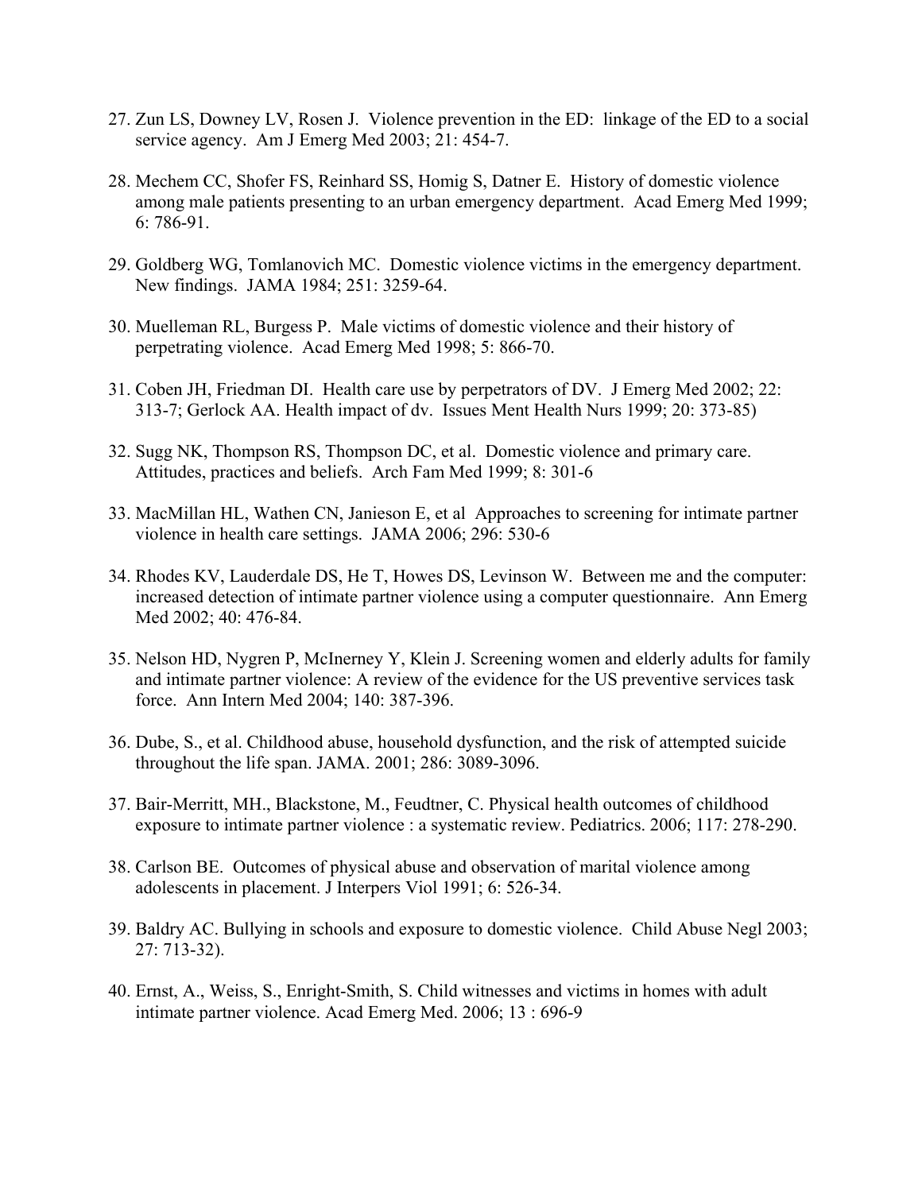27. Zun LS, Downey LV, Rosen J. Violence prevention in the ED: linkage of the ED to a social service agency. Am J Emerg Med 2003; 21: 454-7.

28. Mechem CC, Shofer FS, Reinhard SS, Homig S, Datner E. History of domestic violence among male patients presenting to an urban emergency department. Acad Emerg Med 1999; 6: 786-91.

29. Goldberg WG, Tomlanovich MC. Domestic violence victims in the emergency department. New findings. JAMA 1984; 251: 3259-64.

30. Muelleman RL, Burgess P. Male victims of domestic violence and their history of perpetrating violence. Acad Emerg Med 1998; 5: 866-70.

31. Coben JH, Friedman DI. Health care use by perpetrators of DV. J Emerg Med 2002; 22: 313-7; Gerlock AA. Health impact of dv. Issues Ment Health Nurs 1999; 20: 373-85)

32. Sugg NK, Thompson RS, Thompson DC, et al. Domestic violence and primary care. Attitudes, practices and beliefs. Arch Fam Med 1999; 8: 301-6

33. MacMillan HL, Wathen CN, Janieson E, et al Approaches to screening for intimate partner violence in health care settings. JAMA 2006; 296: 530-6

34. Rhodes KV, Lauderdale DS, He T, Howes DS, Levinson W. Between me and the computer: increased detection of intimate partner violence using a computer questionnaire. Ann Emerg Med 2002; 40: 476-84.

35. Nelson HD, Nygren P, McInerney Y, Klein J. Screening women and elderly adults for family and intimate partner violence: A review of the evidence for the US preventive services task force. Ann Intern Med 2004; 140: 387-396.

36. Dube, S., et al. Childhood abuse, household dysfunction, and the risk of attempted suicide throughout the life span. JAMA. 2001; 286: 3089-3096.

37. Bair-Merritt, MH., Blackstone, M., Feudtner, C. Physical health outcomes of childhood exposure to intimate partner violence : a systematic review. Pediatrics. 2006; 117: 278-290.

38. Carlson BE. Outcomes of physical abuse and observation of marital violence among adolescents in placement. J Interpers Viol 1991; 6: 526-34.

39. Baldry AC. Bullying in schools and exposure to domestic violence. Child Abuse Negl 2003; 27: 713-32).

40. Ernst, A., Weiss, S., Enright-Smith, S. Child witnesses and victims in homes with adult intimate partner violence. Acad Emerg Med. 2006; 13 : 696-9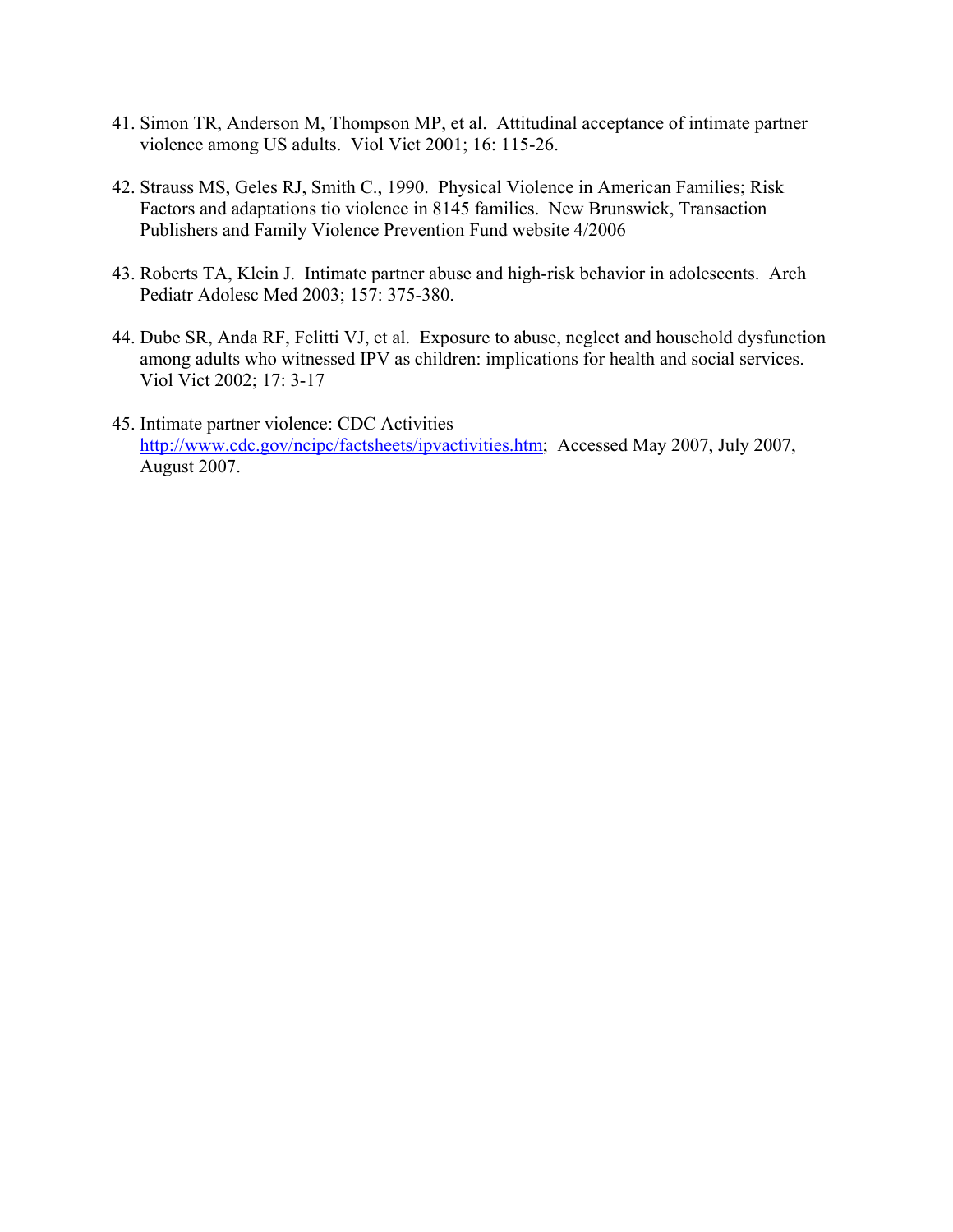41. Simon TR, Anderson M, Thompson MP, et al. Attitudinal acceptance of intimate partner violence among US adults. Viol Vict 2001; 16: 115-26.

42. Strauss MS, Geles RJ, Smith C., 1990. Physical Violence in American Families; Risk Factors and adaptations tio violence in 8145 families. New Brunswick, Transaction Publishers and Family Violence Prevention Fund website 4/2006

43. Roberts TA, Klein J. Intimate partner abuse and high-risk behavior in adolescents. Arch Pediatr Adolesc Med 2003; 157: 375-380.

44. Dube SR, Anda RF, Felitti VJ, et al. Exposure to abuse, neglect and household dysfunction among adults who witnessed IPV as children: implications for health and social services. Viol Vict 2002; 17: 3-17

45. Intimate partner violence: CDC Activities http://www.cdc.gov/ncipc/factsheets/ipvactivities.htm; Accessed May 2007, July 2007, August 2007.